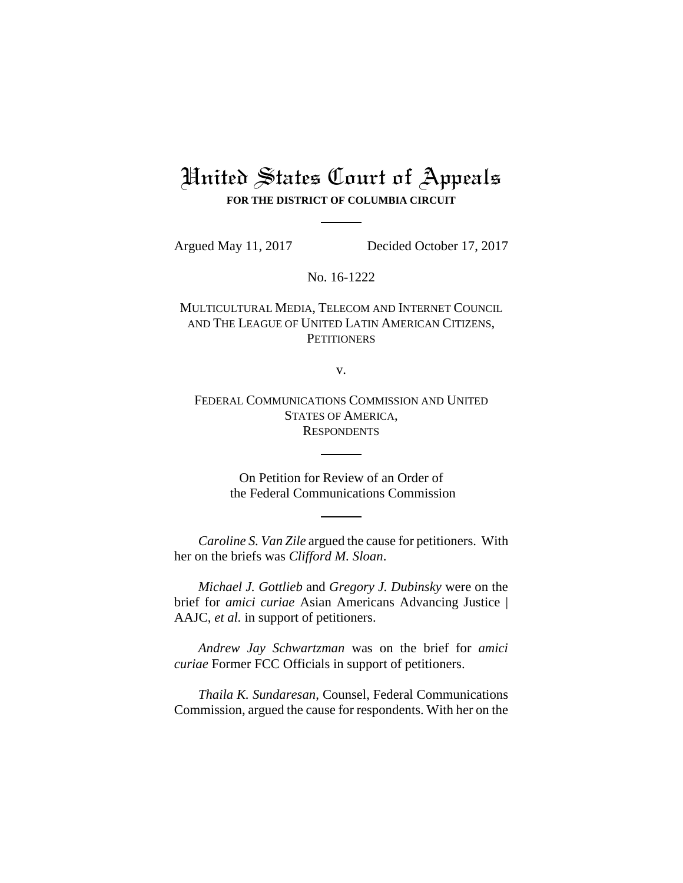# United States Court of Appeals

**FOR THE DISTRICT OF COLUMBIA CIRCUIT**

---

Argued May 11, 2017 Decided October 17, 2017

No. 16-1222

MULTICULTURAL MEDIA, TELECOM AND INTERNET COUNCIL AND THE LEAGUE OF UNITED LATIN AMERICAN CITIZENS, PETITIONERS

v.

FEDERAL COMMUNICATIONS COMMISSION AND UNITED STATES OF AMERICA, RESPONDENTS

---

On Petition for Review of an Order of the Federal Communications Commission

---

*Caroline S. Van Zile* argued the cause for petitioners. With her on the briefs was *Clifford M. Sloan*.

*Michael J. Gottlieb* and *Gregory J. Dubinsky* were on the brief for *amici curiae* Asian Americans Advancing Justice | AAJC, *et al.* in support of petitioners.

*Andrew Jay Schwartzman* was on the brief for *amici curiae* Former FCC Officials in support of petitioners.

*Thaila K. Sundaresan*, Counsel, Federal Communications Commission, argued the cause for respondents. With her on the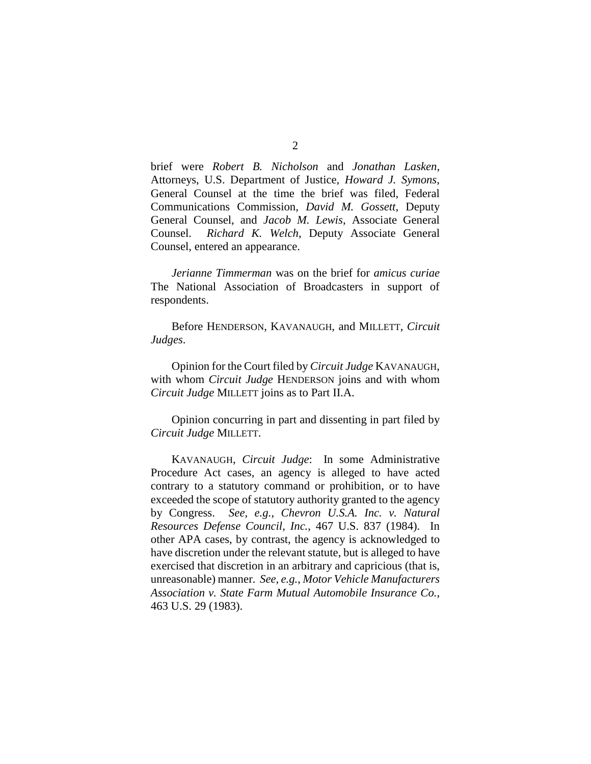brief were *Robert B. Nicholson* and *Jonathan Lasken*, Attorneys, U.S. Department of Justice, *Howard J. Symons*, General Counsel at the time the brief was filed, Federal Communications Commission, *David M. Gossett*, Deputy General Counsel, and *Jacob M. Lewis*, Associate General Counsel. *Richard K. Welch*, Deputy Associate General Counsel, entered an appearance.

*Jerianne Timmerman* was on the brief for *amicus curiae* The National Association of Broadcasters in support of respondents.

Before HENDERSON, KAVANAUGH, and MILLETT, *Circuit Judges*.

Opinion for the Court filed by *Circuit Judge* KAVANAUGH, with whom *Circuit Judge* HENDERSON joins and with whom *Circuit Judge* MILLETT joins as to Part II.A.

Opinion concurring in part and dissenting in part filed by *Circuit Judge* MILLETT.

KAVANAUGH, *Circuit Judge*: In some Administrative Procedure Act cases, an agency is alleged to have acted contrary to a statutory command or prohibition, or to have exceeded the scope of statutory authority granted to the agency by Congress. *See, e.g.*, *Chevron U.S.A. Inc. v. Natural Resources Defense Council, Inc.*, 467 U.S. 837 (1984). In other APA cases, by contrast, the agency is acknowledged to have discretion under the relevant statute, but is alleged to have exercised that discretion in an arbitrary and capricious (that is, unreasonable) manner. *See, e.g.*, *Motor Vehicle Manufacturers Association v. State Farm Mutual Automobile Insurance Co.*, 463 U.S. 29 (1983).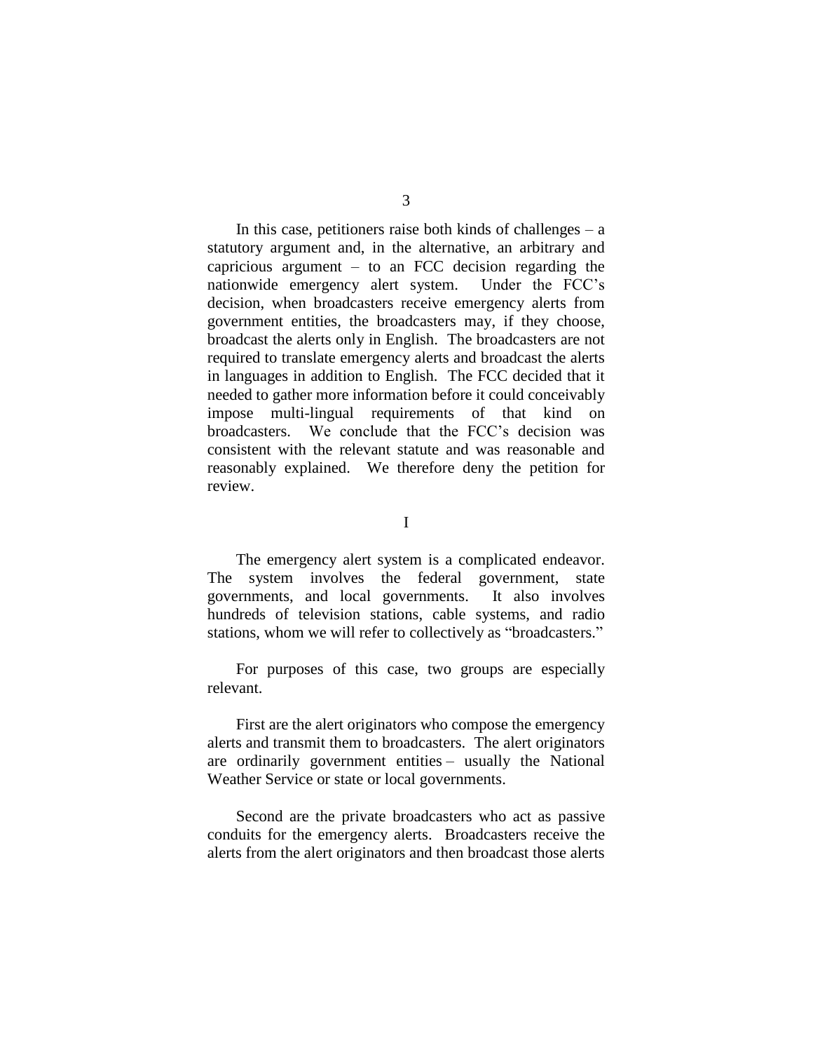In this case, petitioners raise both kinds of challenges – a statutory argument and, in the alternative, an arbitrary and capricious argument – to an FCC decision regarding the nationwide emergency alert system. Under the FCC's decision, when broadcasters receive emergency alerts from government entities, the broadcasters may, if they choose, broadcast the alerts only in English. The broadcasters are not required to translate emergency alerts and broadcast the alerts in languages in addition to English. The FCC decided that it needed to gather more information before it could conceivably impose multi-lingual requirements of that kind on broadcasters. We conclude that the FCC's decision was consistent with the relevant statute and was reasonable and reasonably explained. We therefore deny the petition for review.

# I

The emergency alert system is a complicated endeavor. The system involves the federal government, state governments, and local governments. It also involves hundreds of television stations, cable systems, and radio stations, whom we will refer to collectively as "broadcasters."

For purposes of this case, two groups are especially relevant.

First are the alert originators who compose the emergency alerts and transmit them to broadcasters. The alert originators are ordinarily government entities – usually the National Weather Service or state or local governments.

Second are the private broadcasters who act as passive conduits for the emergency alerts. Broadcasters receive the alerts from the alert originators and then broadcast those alerts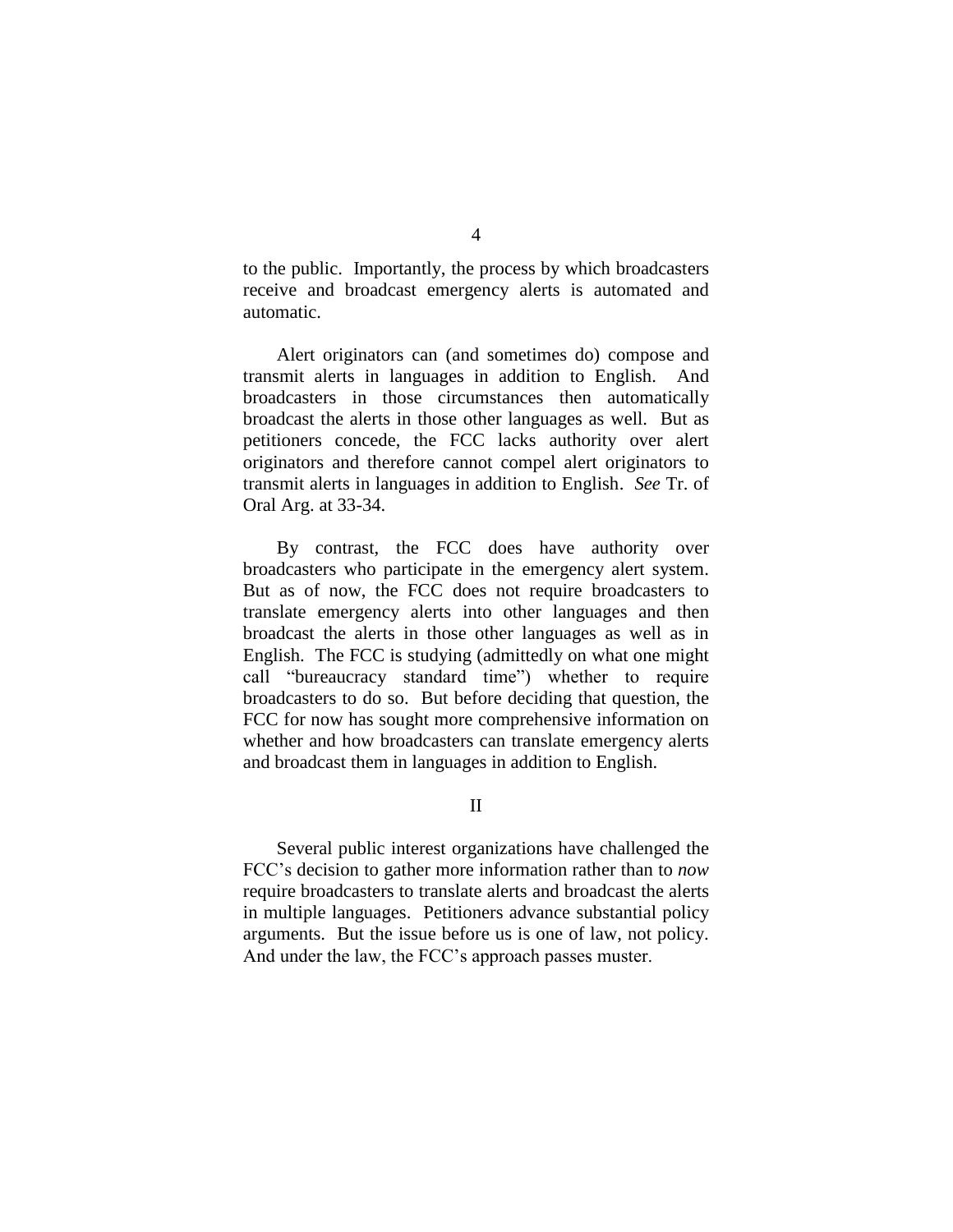to the public. Importantly, the process by which broadcasters receive and broadcast emergency alerts is automated and automatic.

Alert originators can (and sometimes do) compose and transmit alerts in languages in addition to English. And broadcasters in those circumstances then automatically broadcast the alerts in those other languages as well. But as petitioners concede, the FCC lacks authority over alert originators and therefore cannot compel alert originators to transmit alerts in languages in addition to English. *See* Tr. of Oral Arg. at 33-34.

By contrast, the FCC does have authority over broadcasters who participate in the emergency alert system. But as of now, the FCC does not require broadcasters to translate emergency alerts into other languages and then broadcast the alerts in those other languages as well as in English. The FCC is studying (admittedly on what one might call "bureaucracy standard time") whether to require broadcasters to do so. But before deciding that question, the FCC for now has sought more comprehensive information on whether and how broadcasters can translate emergency alerts and broadcast them in languages in addition to English.

## II

Several public interest organizations have challenged the FCC's decision to gather more information rather than to *now* require broadcasters to translate alerts and broadcast the alerts in multiple languages. Petitioners advance substantial policy arguments. But the issue before us is one of law, not policy. And under the law, the FCC's approach passes muster.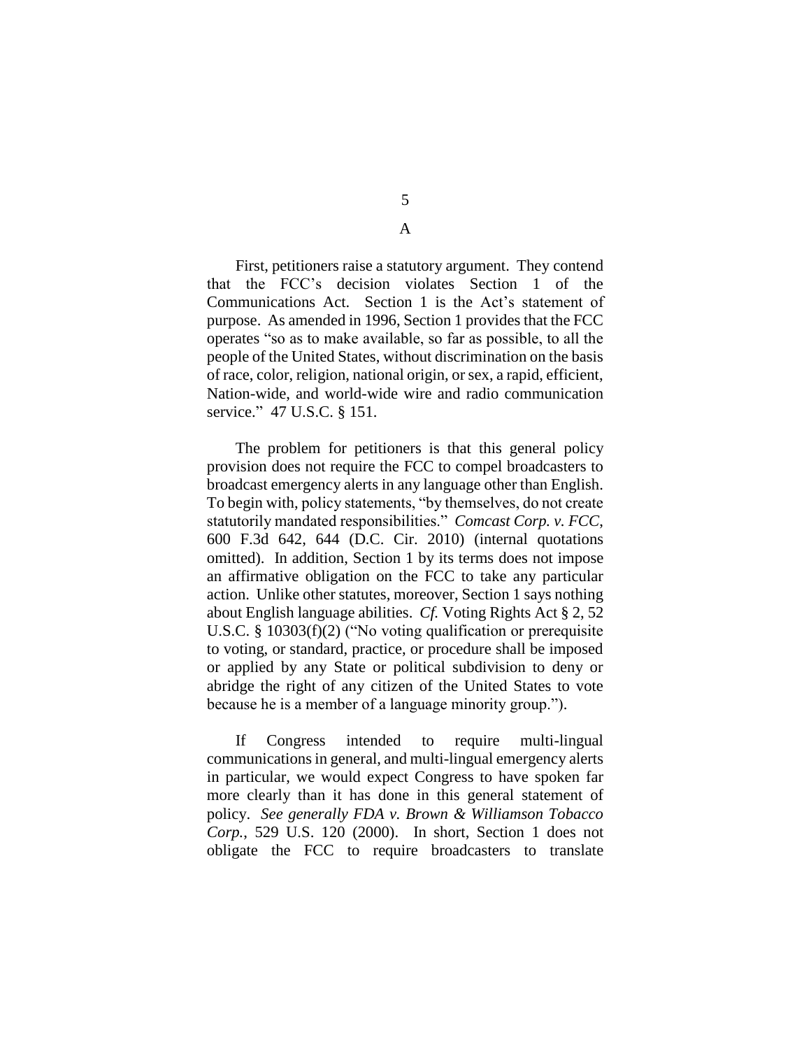## A

First, petitioners raise a statutory argument. They contend that the FCC's decision violates Section 1 of the Communications Act. Section 1 is the Act's statement of purpose. As amended in 1996, Section 1 provides that the FCC operates "so as to make available, so far as possible, to all the people of the United States, without discrimination on the basis of race, color, religion, national origin, or sex, a rapid, efficient, Nation-wide, and world-wide wire and radio communication service." 47 U.S.C. § 151.

The problem for petitioners is that this general policy provision does not require the FCC to compel broadcasters to broadcast emergency alerts in any language other than English. To begin with, policy statements, "by themselves, do not create statutorily mandated responsibilities." *Comcast Corp. v. FCC*, 600 F.3d 642, 644 (D.C. Cir. 2010) (internal quotations omitted). In addition, Section 1 by its terms does not impose an affirmative obligation on the FCC to take any particular action. Unlike other statutes, moreover, Section 1 says nothing about English language abilities. *Cf.* Voting Rights Act § 2, 52 U.S.C. § 10303(f)(2) ("No voting qualification or prerequisite to voting, or standard, practice, or procedure shall be imposed or applied by any State or political subdivision to deny or abridge the right of any citizen of the United States to vote because he is a member of a language minority group.").

If Congress intended to require multi-lingual communications in general, and multi-lingual emergency alerts in particular, we would expect Congress to have spoken far more clearly than it has done in this general statement of policy. *See generally FDA v. Brown & Williamson Tobacco Corp.*, 529 U.S. 120 (2000). In short, Section 1 does not obligate the FCC to require broadcasters to translate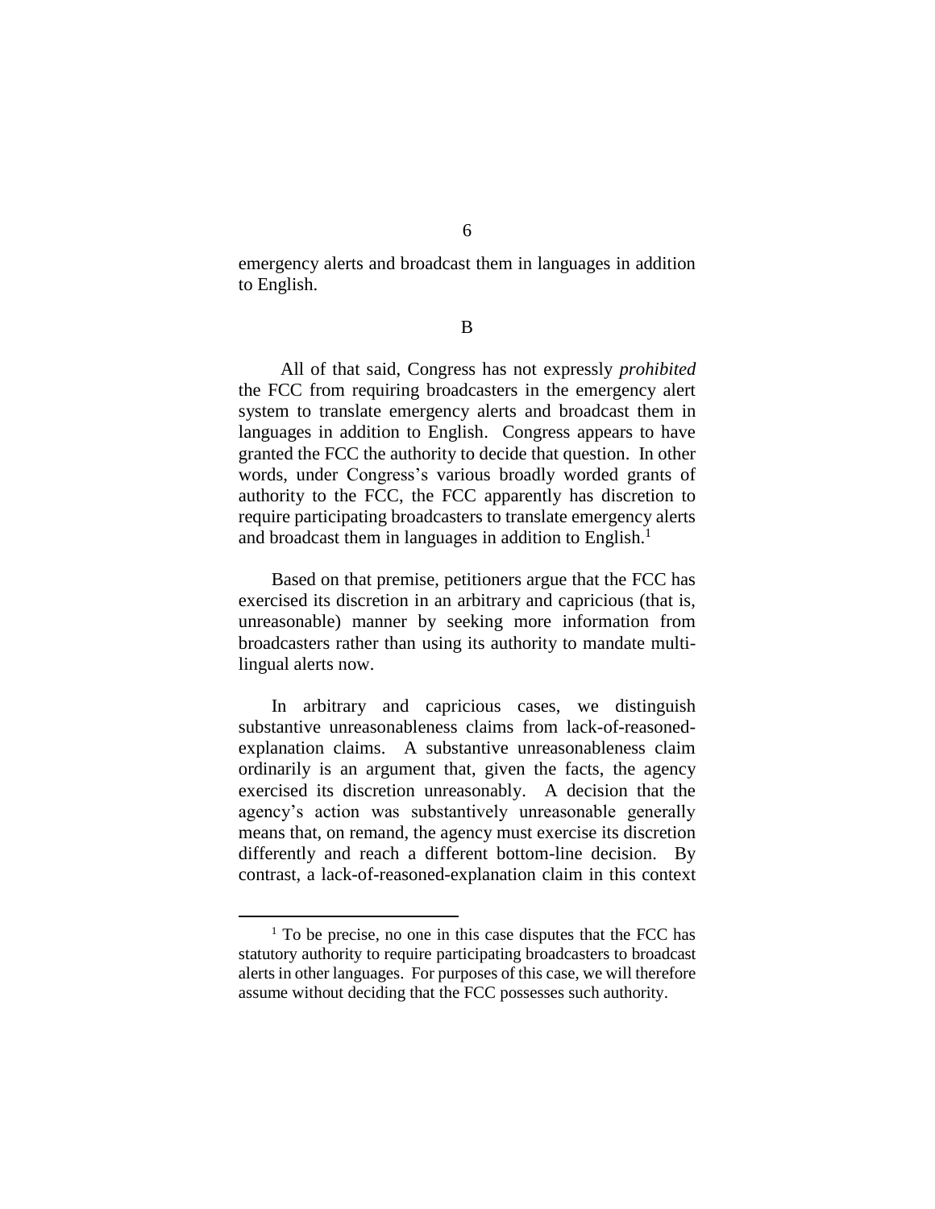emergency alerts and broadcast them in languages in addition to English.

## B

All of that said, Congress has not expressly *prohibited* the FCC from requiring broadcasters in the emergency alert system to translate emergency alerts and broadcast them in languages in addition to English. Congress appears to have granted the FCC the authority to decide that question. In other words, under Congress's various broadly worded grants of authority to the FCC, the FCC apparently has discretion to require participating broadcasters to translate emergency alerts and broadcast them in languages in addition to English.[1]

Based on that premise, petitioners argue that the FCC has exercised its discretion in an arbitrary and capricious (that is, unreasonable) manner by seeking more information from broadcasters rather than using its authority to mandate multi-lingual alerts now.

In arbitrary and capricious cases, we distinguish substantive unreasonableness claims from lack-of-reasoned-explanation claims. A substantive unreasonableness claim ordinarily is an argument that, given the facts, the agency exercised its discretion unreasonably. A decision that the agency's action was substantively unreasonable generally means that, on remand, the agency must exercise its discretion differently and reach a different bottom-line decision. By contrast, a lack-of-reasoned-explanation claim in this context

---

[1] To be precise, no one in this case disputes that the FCC has statutory authority to require participating broadcasters to broadcast alerts in other languages. For purposes of this case, we will therefore assume without deciding that the FCC possesses such authority.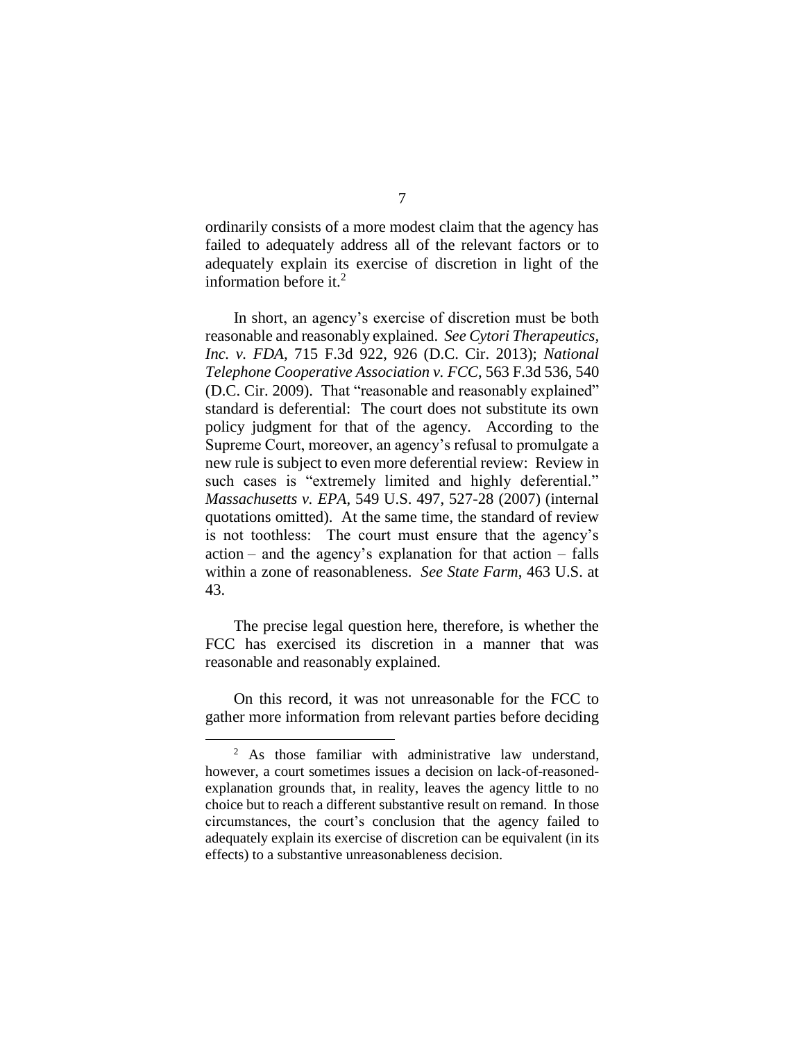ordinarily consists of a more modest claim that the agency has failed to adequately address all of the relevant factors or to adequately explain its exercise of discretion in light of the information before it.[2]

In short, an agency's exercise of discretion must be both reasonable and reasonably explained. *See Cytori Therapeutics, Inc. v. FDA*, 715 F.3d 922, 926 (D.C. Cir. 2013); *National Telephone Cooperative Association v. FCC*, 563 F.3d 536, 540 (D.C. Cir. 2009). That "reasonable and reasonably explained" standard is deferential: The court does not substitute its own policy judgment for that of the agency. According to the Supreme Court, moreover, an agency's refusal to promulgate a new rule is subject to even more deferential review: Review in such cases is "extremely limited and highly deferential." *Massachusetts v. EPA*, 549 U.S. 497, 527-28 (2007) (internal quotations omitted). At the same time, the standard of review is not toothless: The court must ensure that the agency's action – and the agency's explanation for that action – falls within a zone of reasonableness. *See State Farm*, 463 U.S. at 43.

The precise legal question here, therefore, is whether the FCC has exercised its discretion in a manner that was reasonable and reasonably explained.

On this record, it was not unreasonable for the FCC to gather more information from relevant parties before deciding

[2] As those familiar with administrative law understand, however, a court sometimes issues a decision on lack-of-reasoned-explanation grounds that, in reality, leaves the agency little to no choice but to reach a different substantive result on remand. In those circumstances, the court's conclusion that the agency failed to adequately explain its exercise of discretion can be equivalent (in its effects) to a substantive unreasonableness decision.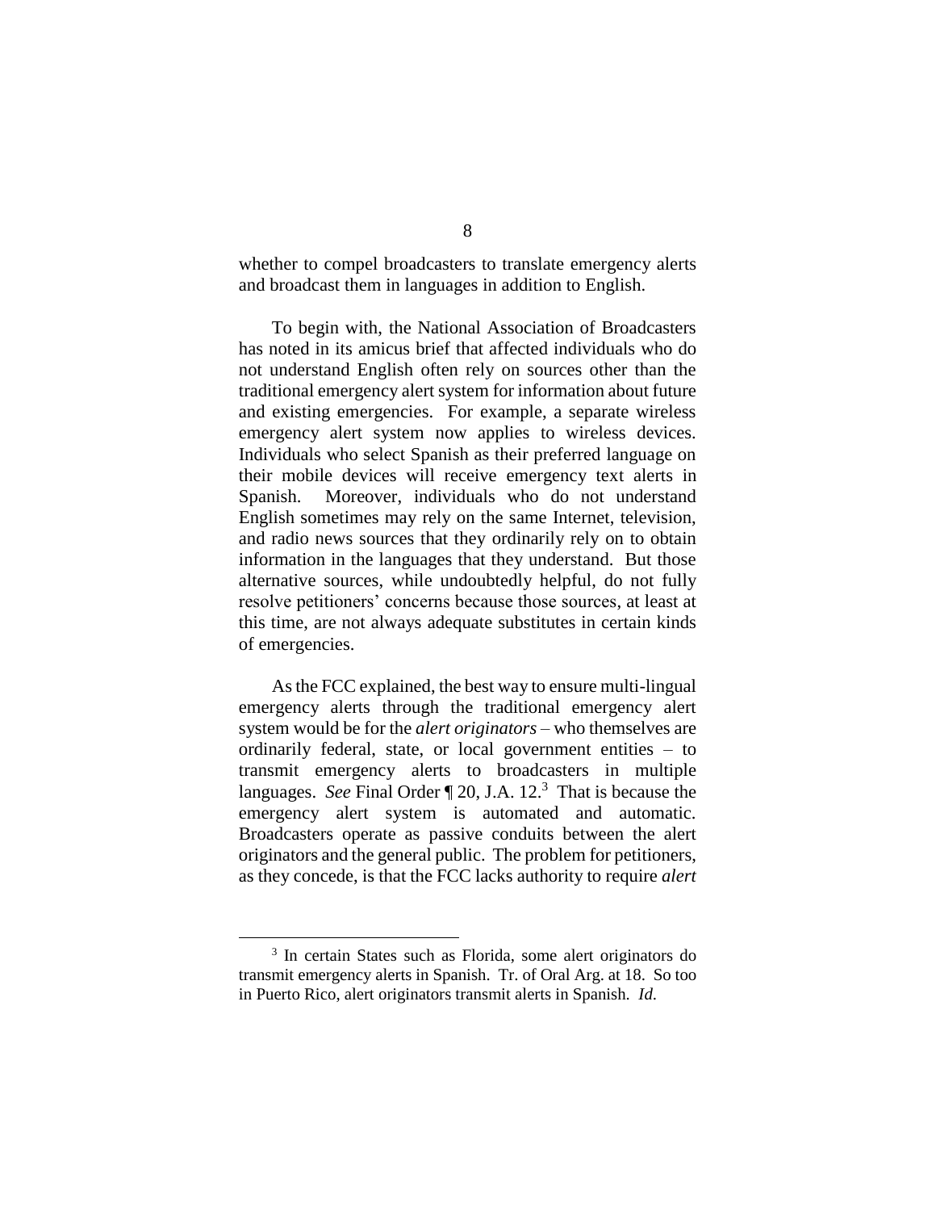whether to compel broadcasters to translate emergency alerts and broadcast them in languages in addition to English.

To begin with, the National Association of Broadcasters has noted in its amicus brief that affected individuals who do not understand English often rely on sources other than the traditional emergency alert system for information about future and existing emergencies. For example, a separate wireless emergency alert system now applies to wireless devices. Individuals who select Spanish as their preferred language on their mobile devices will receive emergency text alerts in Spanish. Moreover, individuals who do not understand English sometimes may rely on the same Internet, television, and radio news sources that they ordinarily rely on to obtain information in the languages that they understand. But those alternative sources, while undoubtedly helpful, do not fully resolve petitioners' concerns because those sources, at least at this time, are not always adequate substitutes in certain kinds of emergencies.

As the FCC explained, the best way to ensure multi-lingual emergency alerts through the traditional emergency alert system would be for the *alert originators* – who themselves are ordinarily federal, state, or local government entities – to transmit emergency alerts to broadcasters in multiple languages. *See* Final Order ¶ 20, J.A. 12.[3] That is because the emergency alert system is automated and automatic. Broadcasters operate as passive conduits between the alert originators and the general public. The problem for petitioners, as they concede, is that the FCC lacks authority to require *alert*

[3] In certain States such as Florida, some alert originators do transmit emergency alerts in Spanish. Tr. of Oral Arg. at 18. So too in Puerto Rico, alert originators transmit alerts in Spanish. *Id.*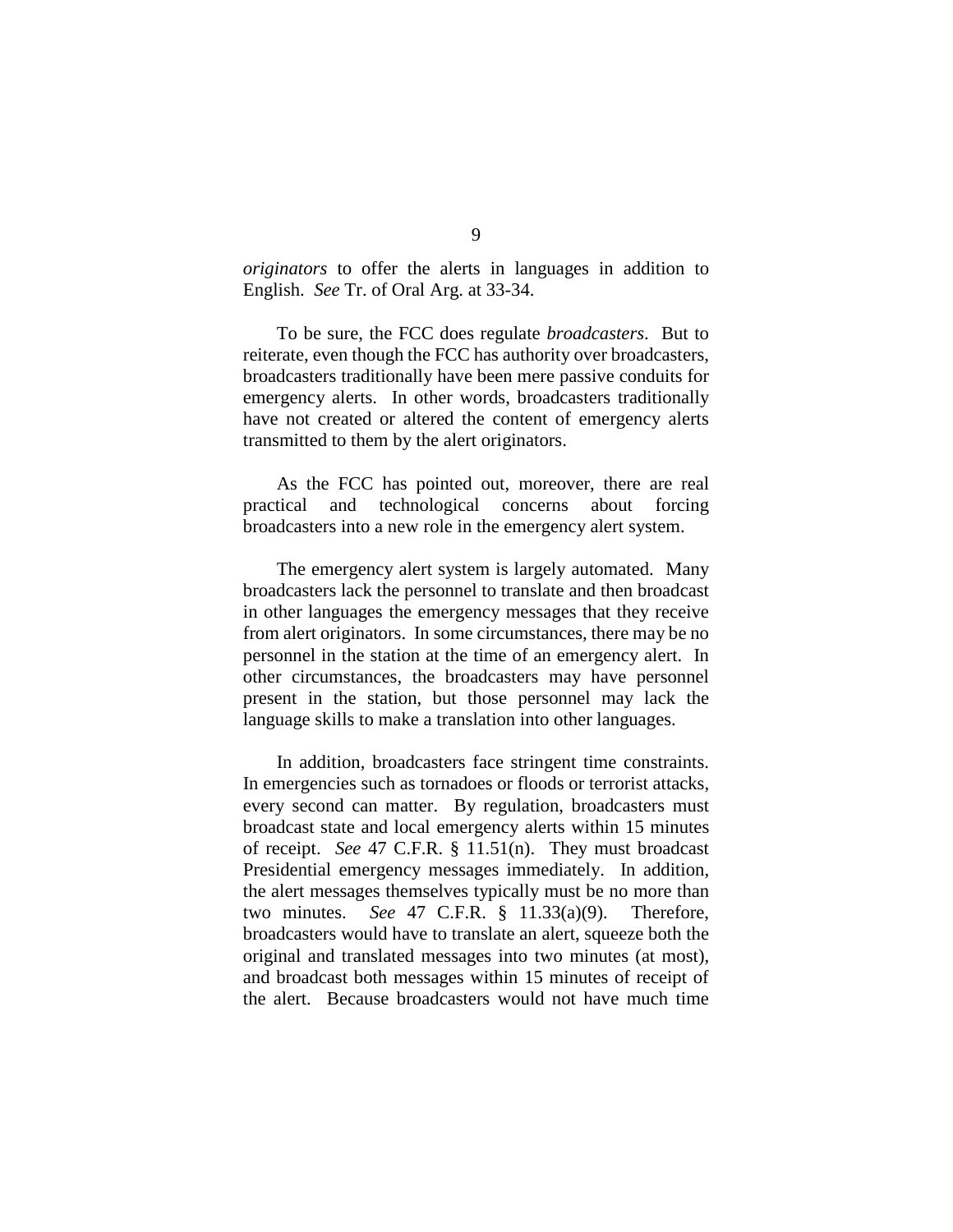*originators* to offer the alerts in languages in addition to English. *See* Tr. of Oral Arg. at 33-34.

To be sure, the FCC does regulate *broadcasters*. But to reiterate, even though the FCC has authority over broadcasters, broadcasters traditionally have been mere passive conduits for emergency alerts. In other words, broadcasters traditionally have not created or altered the content of emergency alerts transmitted to them by the alert originators.

As the FCC has pointed out, moreover, there are real practical and technological concerns about forcing broadcasters into a new role in the emergency alert system.

The emergency alert system is largely automated. Many broadcasters lack the personnel to translate and then broadcast in other languages the emergency messages that they receive from alert originators. In some circumstances, there may be no personnel in the station at the time of an emergency alert. In other circumstances, the broadcasters may have personnel present in the station, but those personnel may lack the language skills to make a translation into other languages.

In addition, broadcasters face stringent time constraints. In emergencies such as tornadoes or floods or terrorist attacks, every second can matter. By regulation, broadcasters must broadcast state and local emergency alerts within 15 minutes of receipt. *See* 47 C.F.R. § 11.51(n). They must broadcast Presidential emergency messages immediately. In addition, the alert messages themselves typically must be no more than two minutes. *See* 47 C.F.R. § 11.33(a)(9). Therefore, broadcasters would have to translate an alert, squeeze both the original and translated messages into two minutes (at most), and broadcast both messages within 15 minutes of receipt of the alert. Because broadcasters would not have much time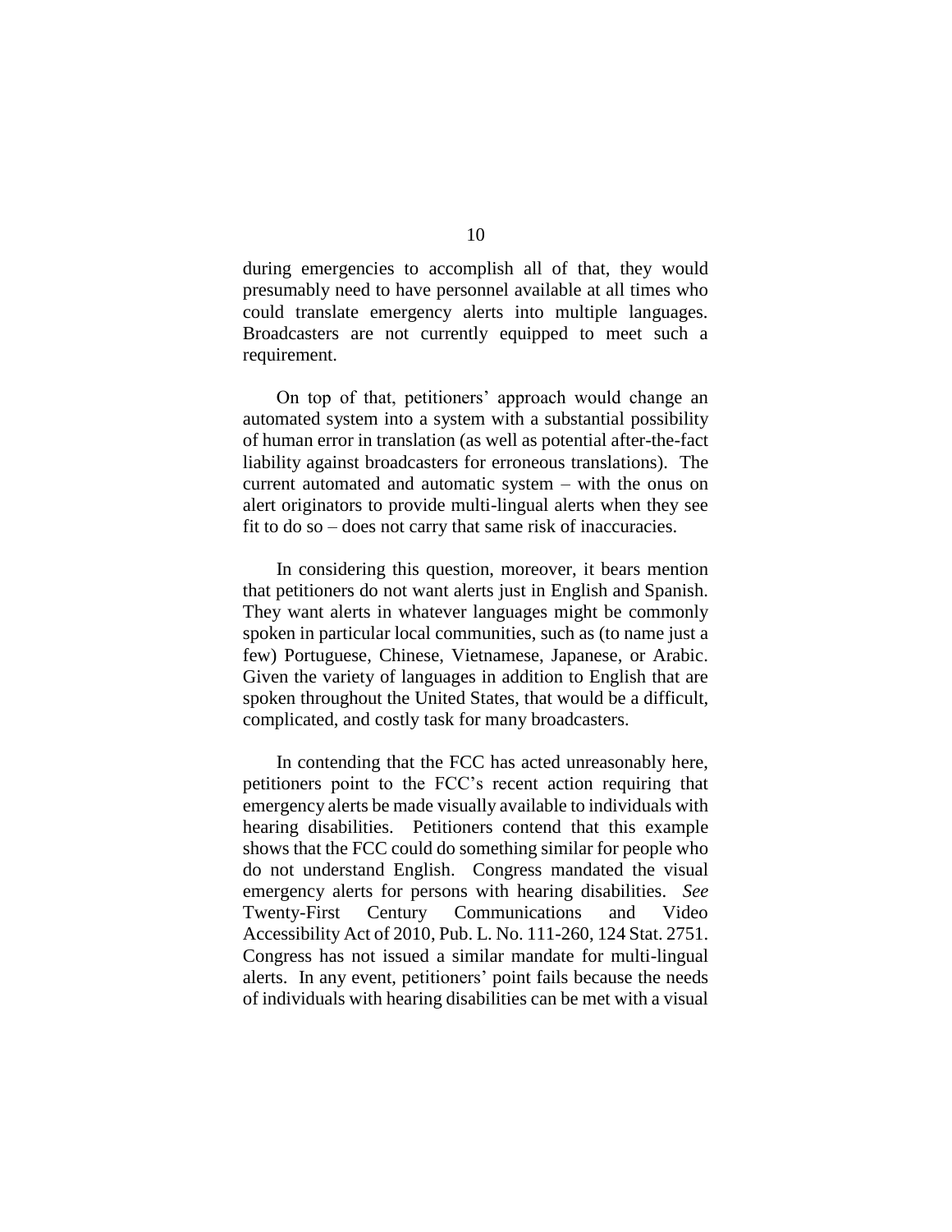during emergencies to accomplish all of that, they would presumably need to have personnel available at all times who could translate emergency alerts into multiple languages. Broadcasters are not currently equipped to meet such a requirement.

On top of that, petitioners' approach would change an automated system into a system with a substantial possibility of human error in translation (as well as potential after-the-fact liability against broadcasters for erroneous translations). The current automated and automatic system – with the onus on alert originators to provide multi-lingual alerts when they see fit to do so – does not carry that same risk of inaccuracies.

In considering this question, moreover, it bears mention that petitioners do not want alerts just in English and Spanish. They want alerts in whatever languages might be commonly spoken in particular local communities, such as (to name just a few) Portuguese, Chinese, Vietnamese, Japanese, or Arabic. Given the variety of languages in addition to English that are spoken throughout the United States, that would be a difficult, complicated, and costly task for many broadcasters.

In contending that the FCC has acted unreasonably here, petitioners point to the FCC's recent action requiring that emergency alerts be made visually available to individuals with hearing disabilities. Petitioners contend that this example shows that the FCC could do something similar for people who do not understand English. Congress mandated the visual emergency alerts for persons with hearing disabilities. *See* Twenty-First Century Communications and Video Accessibility Act of 2010, Pub. L. No. 111-260, 124 Stat. 2751. Congress has not issued a similar mandate for multi-lingual alerts. In any event, petitioners' point fails because the needs of individuals with hearing disabilities can be met with a visual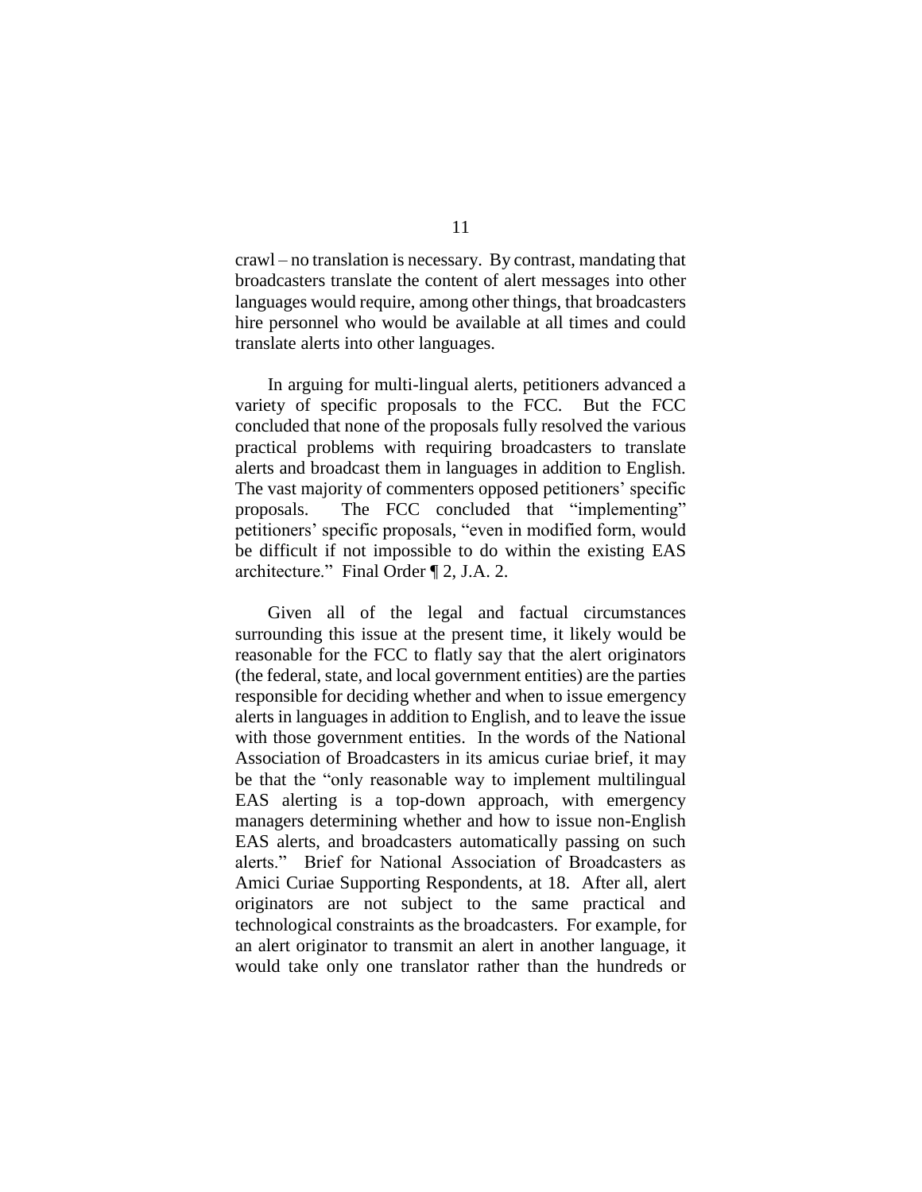crawl – no translation is necessary. By contrast, mandating that broadcasters translate the content of alert messages into other languages would require, among other things, that broadcasters hire personnel who would be available at all times and could translate alerts into other languages.

In arguing for multi-lingual alerts, petitioners advanced a variety of specific proposals to the FCC. But the FCC concluded that none of the proposals fully resolved the various practical problems with requiring broadcasters to translate alerts and broadcast them in languages in addition to English. The vast majority of commenters opposed petitioners' specific proposals. The FCC concluded that "implementing" petitioners' specific proposals, "even in modified form, would be difficult if not impossible to do within the existing EAS architecture." Final Order ¶ 2, J.A. 2.

Given all of the legal and factual circumstances surrounding this issue at the present time, it likely would be reasonable for the FCC to flatly say that the alert originators (the federal, state, and local government entities) are the parties responsible for deciding whether and when to issue emergency alerts in languages in addition to English, and to leave the issue with those government entities. In the words of the National Association of Broadcasters in its amicus curiae brief, it may be that the "only reasonable way to implement multilingual EAS alerting is a top-down approach, with emergency managers determining whether and how to issue non-English EAS alerts, and broadcasters automatically passing on such alerts." Brief for National Association of Broadcasters as Amici Curiae Supporting Respondents, at 18. After all, alert originators are not subject to the same practical and technological constraints as the broadcasters. For example, for an alert originator to transmit an alert in another language, it would take only one translator rather than the hundreds or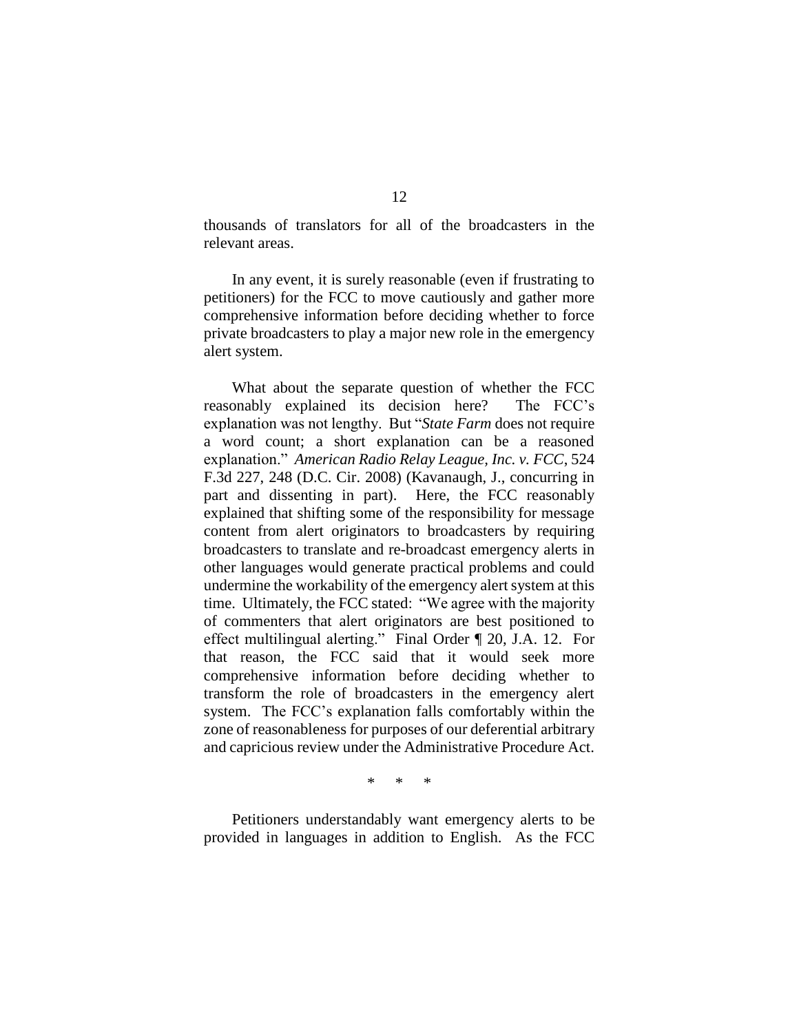thousands of translators for all of the broadcasters in the relevant areas.

In any event, it is surely reasonable (even if frustrating to petitioners) for the FCC to move cautiously and gather more comprehensive information before deciding whether to force private broadcasters to play a major new role in the emergency alert system.

What about the separate question of whether the FCC reasonably explained its decision here? The FCC's explanation was not lengthy. But "*State Farm* does not require a word count; a short explanation can be a reasoned explanation." *American Radio Relay League, Inc. v. FCC*, 524 F.3d 227, 248 (D.C. Cir. 2008) (Kavanaugh, J., concurring in part and dissenting in part). Here, the FCC reasonably explained that shifting some of the responsibility for message content from alert originators to broadcasters by requiring broadcasters to translate and re-broadcast emergency alerts in other languages would generate practical problems and could undermine the workability of the emergency alert system at this time. Ultimately, the FCC stated: "We agree with the majority of commenters that alert originators are best positioned to effect multilingual alerting." Final Order ¶ 20, J.A. 12. For that reason, the FCC said that it would seek more comprehensive information before deciding whether to transform the role of broadcasters in the emergency alert system. The FCC's explanation falls comfortably within the zone of reasonableness for purposes of our deferential arbitrary and capricious review under the Administrative Procedure Act.

\* \* \*

Petitioners understandably want emergency alerts to be provided in languages in addition to English. As the FCC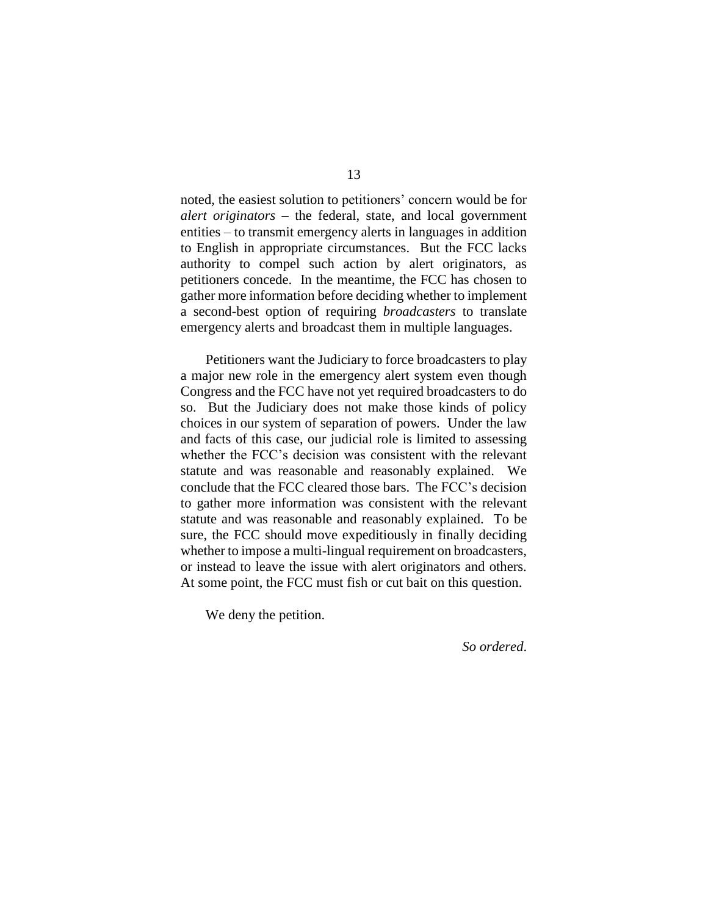noted, the easiest solution to petitioners' concern would be for *alert originators* – the federal, state, and local government entities – to transmit emergency alerts in languages in addition to English in appropriate circumstances. But the FCC lacks authority to compel such action by alert originators, as petitioners concede. In the meantime, the FCC has chosen to gather more information before deciding whether to implement a second-best option of requiring *broadcasters* to translate emergency alerts and broadcast them in multiple languages.

Petitioners want the Judiciary to force broadcasters to play a major new role in the emergency alert system even though Congress and the FCC have not yet required broadcasters to do so. But the Judiciary does not make those kinds of policy choices in our system of separation of powers. Under the law and facts of this case, our judicial role is limited to assessing whether the FCC's decision was consistent with the relevant statute and was reasonable and reasonably explained. We conclude that the FCC cleared those bars. The FCC's decision to gather more information was consistent with the relevant statute and was reasonable and reasonably explained. To be sure, the FCC should move expeditiously in finally deciding whether to impose a multi-lingual requirement on broadcasters, or instead to leave the issue with alert originators and others. At some point, the FCC must fish or cut bait on this question.

We deny the petition.

*So ordered.*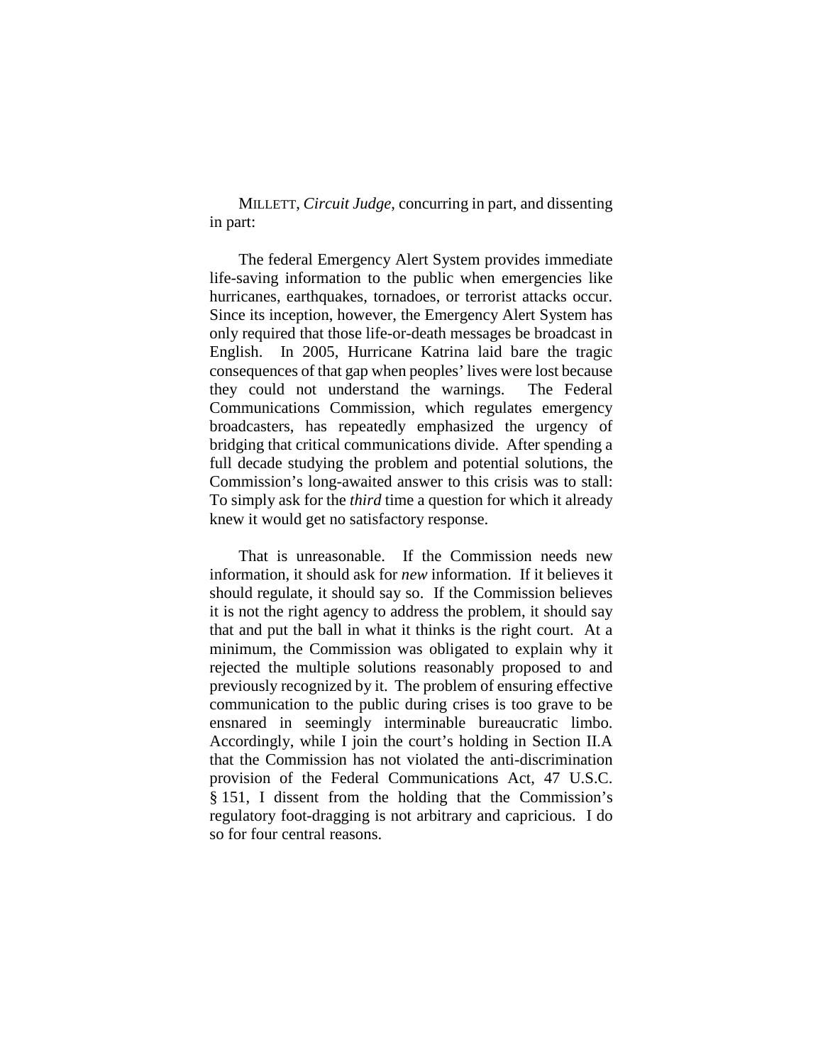MILLETT, *Circuit Judge*, concurring in part, and dissenting in part:

The federal Emergency Alert System provides immediate life-saving information to the public when emergencies like hurricanes, earthquakes, tornadoes, or terrorist attacks occur. Since its inception, however, the Emergency Alert System has only required that those life-or-death messages be broadcast in English. In 2005, Hurricane Katrina laid bare the tragic consequences of that gap when peoples' lives were lost because they could not understand the warnings. The Federal Communications Commission, which regulates emergency broadcasters, has repeatedly emphasized the urgency of bridging that critical communications divide. After spending a full decade studying the problem and potential solutions, the Commission's long-awaited answer to this crisis was to stall: To simply ask for the *third* time a question for which it already knew it would get no satisfactory response.

That is unreasonable. If the Commission needs new information, it should ask for *new* information. If it believes it should regulate, it should say so. If the Commission believes it is not the right agency to address the problem, it should say that and put the ball in what it thinks is the right court. At a minimum, the Commission was obligated to explain why it rejected the multiple solutions reasonably proposed to and previously recognized by it. The problem of ensuring effective communication to the public during crises is too grave to be ensnared in seemingly interminable bureaucratic limbo. Accordingly, while I join the court's holding in Section II.A that the Commission has not violated the anti-discrimination provision of the Federal Communications Act, 47 U.S.C. § 151, I dissent from the holding that the Commission's regulatory foot-dragging is not arbitrary and capricious. I do so for four central reasons.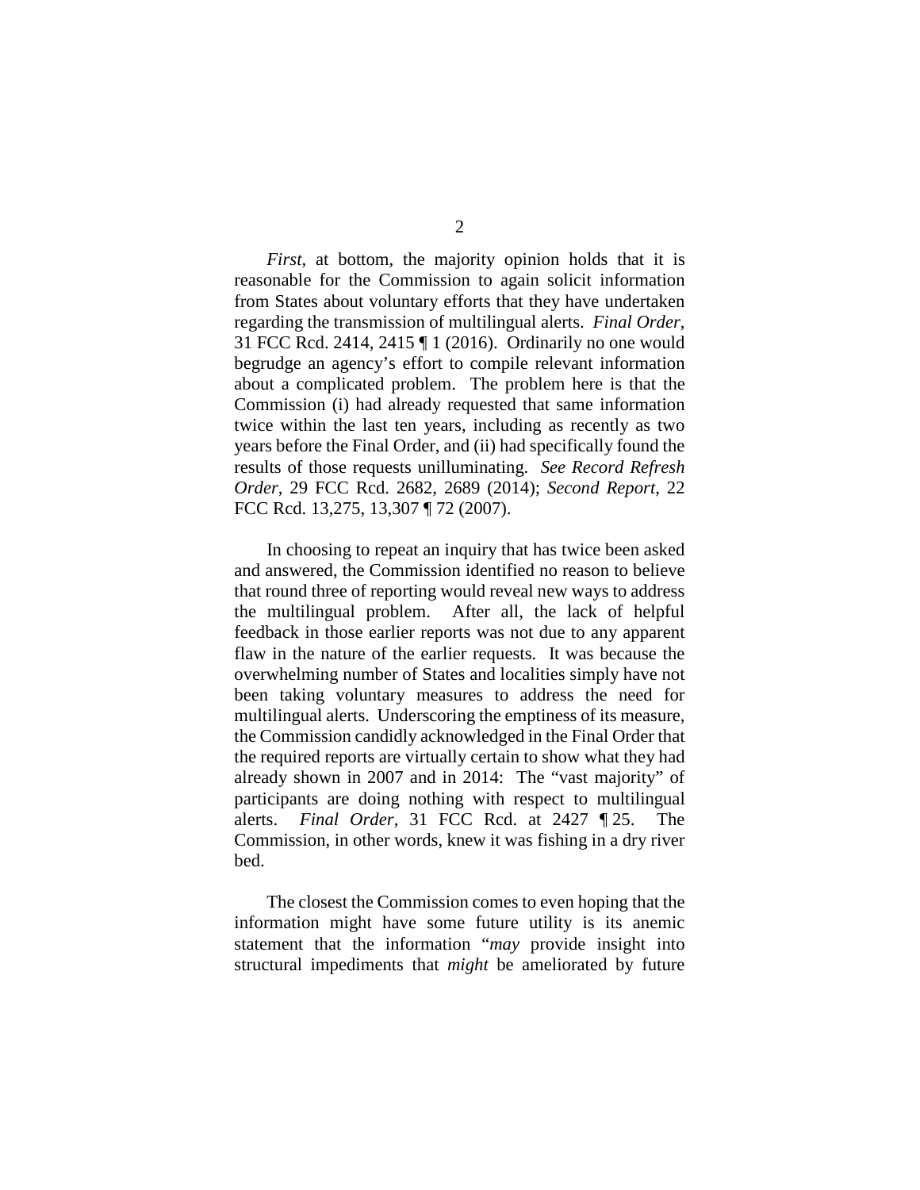*First*, at bottom, the majority opinion holds that it is reasonable for the Commission to again solicit information from States about voluntary efforts that they have undertaken regarding the transmission of multilingual alerts. *Final Order*, 31 FCC Rcd. 2414, 2415 ¶ 1 (2016). Ordinarily no one would begrudge an agency's effort to compile relevant information about a complicated problem. The problem here is that the Commission (i) had already requested that same information twice within the last ten years, including as recently as two years before the Final Order, and (ii) had specifically found the results of those requests unilluminating. *See Record Refresh Order*, 29 FCC Rcd. 2682, 2689 (2014); *Second Report*, 22 FCC Rcd. 13,275, 13,307 ¶ 72 (2007).

In choosing to repeat an inquiry that has twice been asked and answered, the Commission identified no reason to believe that round three of reporting would reveal new ways to address the multilingual problem. After all, the lack of helpful feedback in those earlier reports was not due to any apparent flaw in the nature of the earlier requests. It was because the overwhelming number of States and localities simply have not been taking voluntary measures to address the need for multilingual alerts. Underscoring the emptiness of its measure, the Commission candidly acknowledged in the Final Order that the required reports are virtually certain to show what they had already shown in 2007 and in 2014: The "vast majority" of participants are doing nothing with respect to multilingual alerts. *Final Order*, 31 FCC Rcd. at 2427 ¶ 25. The Commission, in other words, knew it was fishing in a dry river bed.

The closest the Commission comes to even hoping that the information might have some future utility is its anemic statement that the information "*may* provide insight into structural impediments that *might* be ameliorated by future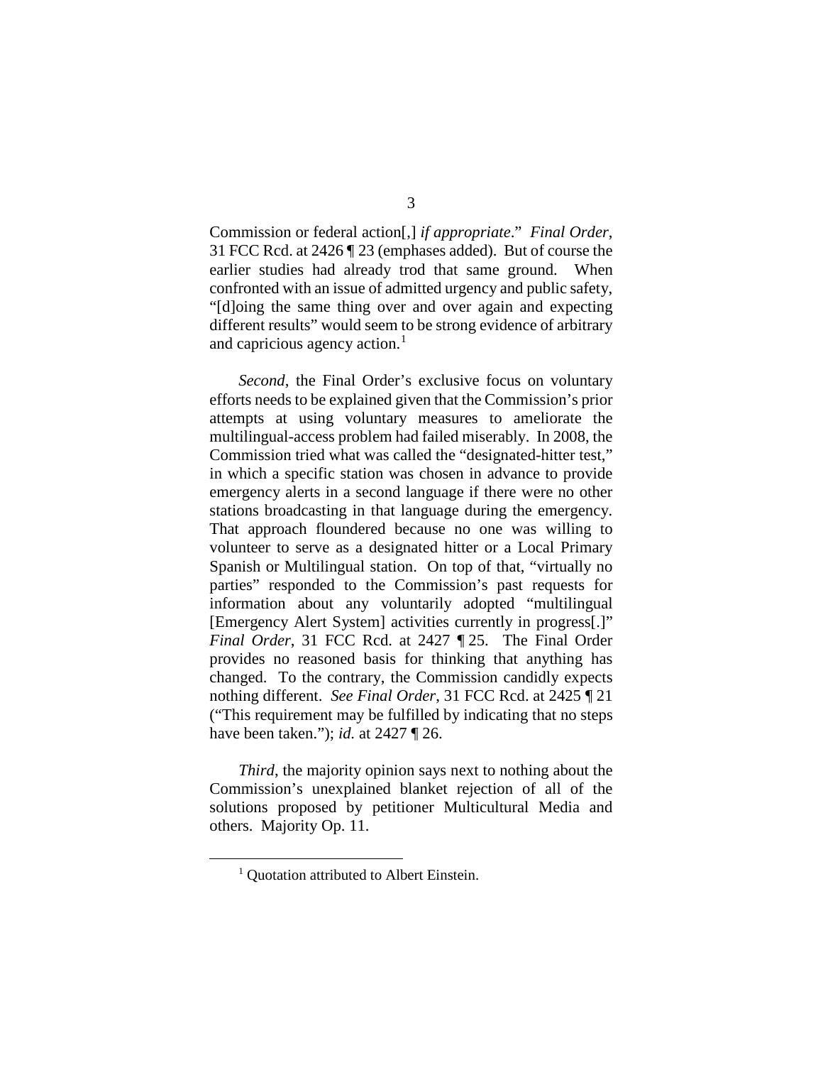Commission or federal action[,] *if appropriate*." *Final Order*, 31 FCC Rcd. at 2426 ¶ 23 (emphases added). But of course the earlier studies had already trod that same ground. When confronted with an issue of admitted urgency and public safety, "[d]oing the same thing over and over again and expecting different results" would seem to be strong evidence of arbitrary and capricious agency action.[1]

*Second*, the Final Order's exclusive focus on voluntary efforts needs to be explained given that the Commission's prior attempts at using voluntary measures to ameliorate the multilingual-access problem had failed miserably. In 2008, the Commission tried what was called the "designated-hitter test," in which a specific station was chosen in advance to provide emergency alerts in a second language if there were no other stations broadcasting in that language during the emergency. That approach floundered because no one was willing to volunteer to serve as a designated hitter or a Local Primary Spanish or Multilingual station. On top of that, "virtually no parties" responded to the Commission's past requests for information about any voluntarily adopted "multilingual [Emergency Alert System] activities currently in progress[.]" *Final Order*, 31 FCC Rcd. at 2427 ¶ 25. The Final Order provides no reasoned basis for thinking that anything has changed. To the contrary, the Commission candidly expects nothing different. *See Final Order*, 31 FCC Rcd. at 2425 ¶ 21 ("This requirement may be fulfilled by indicating that no steps have been taken."); *id.* at 2427 ¶ 26.

*Third*, the majority opinion says next to nothing about the Commission's unexplained blanket rejection of all of the solutions proposed by petitioner Multicultural Media and others. Majority Op. 11.

[1] Quotation attributed to Albert Einstein.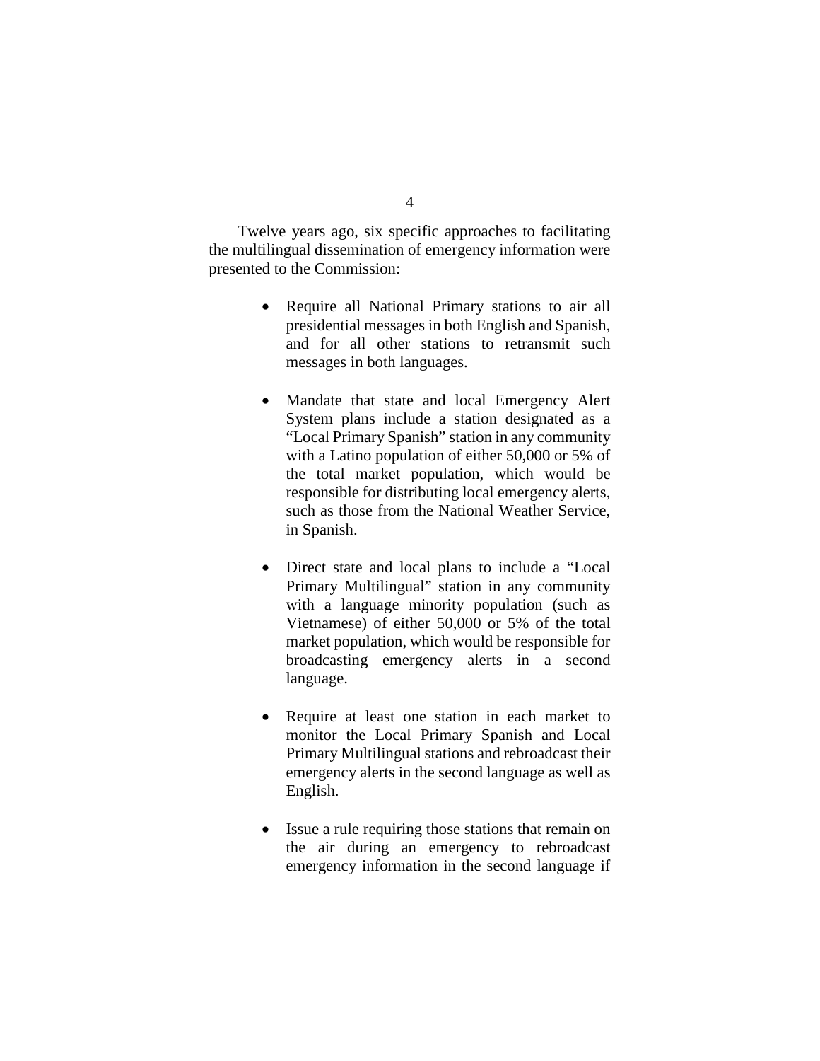Twelve years ago, six specific approaches to facilitating the multilingual dissemination of emergency information were presented to the Commission:

- Require all National Primary stations to air all presidential messages in both English and Spanish, and for all other stations to retransmit such messages in both languages.

- Mandate that state and local Emergency Alert System plans include a station designated as a "Local Primary Spanish" station in any community with a Latino population of either 50,000 or 5% of the total market population, which would be responsible for distributing local emergency alerts, such as those from the National Weather Service, in Spanish.

- Direct state and local plans to include a "Local Primary Multilingual" station in any community with a language minority population (such as Vietnamese) of either 50,000 or 5% of the total market population, which would be responsible for broadcasting emergency alerts in a second language.

- Require at least one station in each market to monitor the Local Primary Spanish and Local Primary Multilingual stations and rebroadcast their emergency alerts in the second language as well as English.

- Issue a rule requiring those stations that remain on the air during an emergency to rebroadcast emergency information in the second language if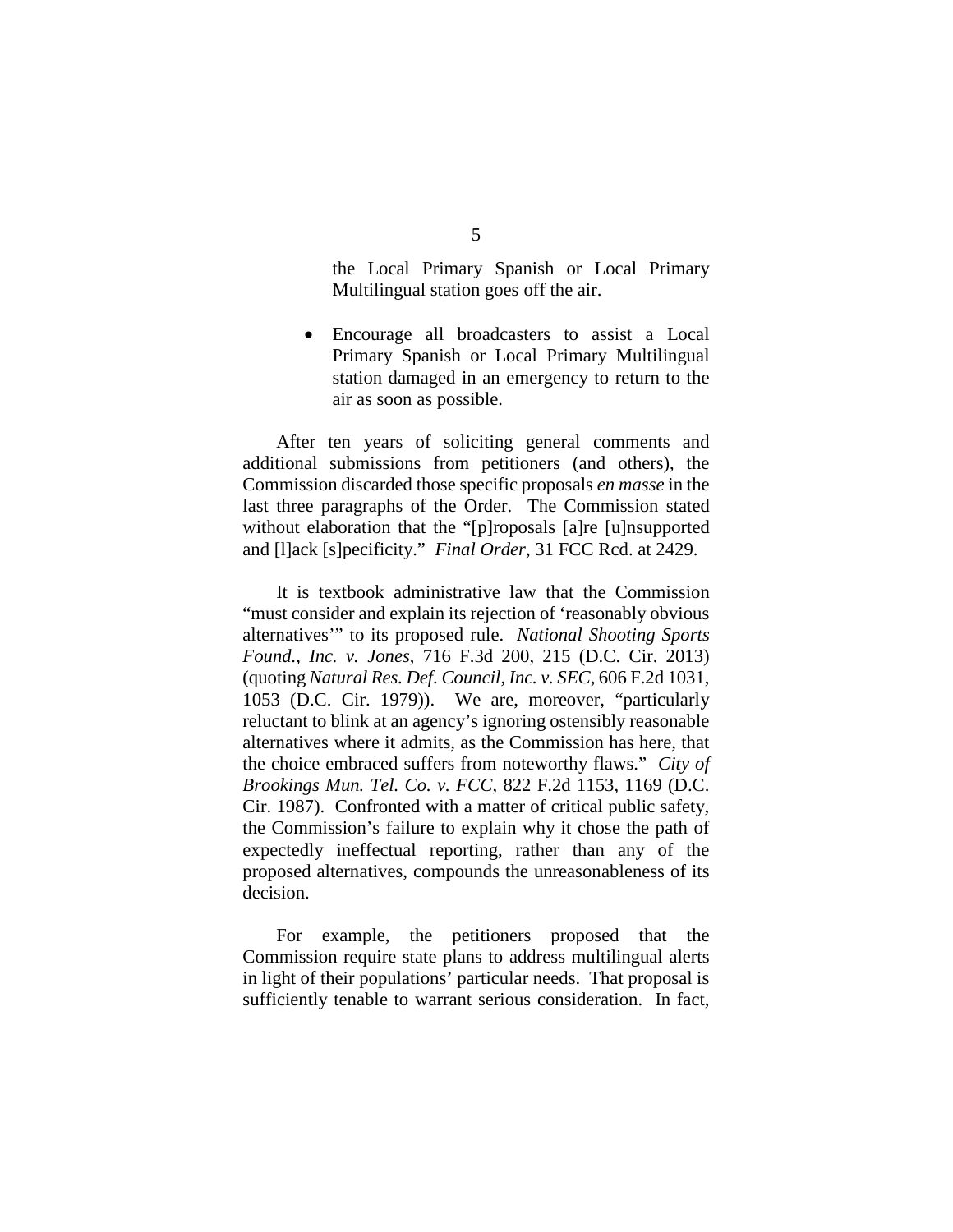the Local Primary Spanish or Local Primary Multilingual station goes off the air.

- Encourage all broadcasters to assist a Local Primary Spanish or Local Primary Multilingual station damaged in an emergency to return to the air as soon as possible.

After ten years of soliciting general comments and additional submissions from petitioners (and others), the Commission discarded those specific proposals *en masse* in the last three paragraphs of the Order. The Commission stated without elaboration that the "[p]roposals [a]re [u]nsupported and [l]ack [s]pecificity." *Final Order*, 31 FCC Rcd. at 2429.

It is textbook administrative law that the Commission "must consider and explain its rejection of 'reasonably obvious alternatives'" to its proposed rule. *National Shooting Sports Found., Inc. v. Jones*, 716 F.3d 200, 215 (D.C. Cir. 2013) (quoting *Natural Res. Def. Council, Inc. v. SEC*, 606 F.2d 1031, 1053 (D.C. Cir. 1979)). We are, moreover, "particularly reluctant to blink at an agency's ignoring ostensibly reasonable alternatives where it admits, as the Commission has here, that the choice embraced suffers from noteworthy flaws." *City of Brookings Mun. Tel. Co. v. FCC*, 822 F.2d 1153, 1169 (D.C. Cir. 1987). Confronted with a matter of critical public safety, the Commission's failure to explain why it chose the path of expectedly ineffectual reporting, rather than any of the proposed alternatives, compounds the unreasonableness of its decision.

For example, the petitioners proposed that the Commission require state plans to address multilingual alerts in light of their populations' particular needs. That proposal is sufficiently tenable to warrant serious consideration. In fact,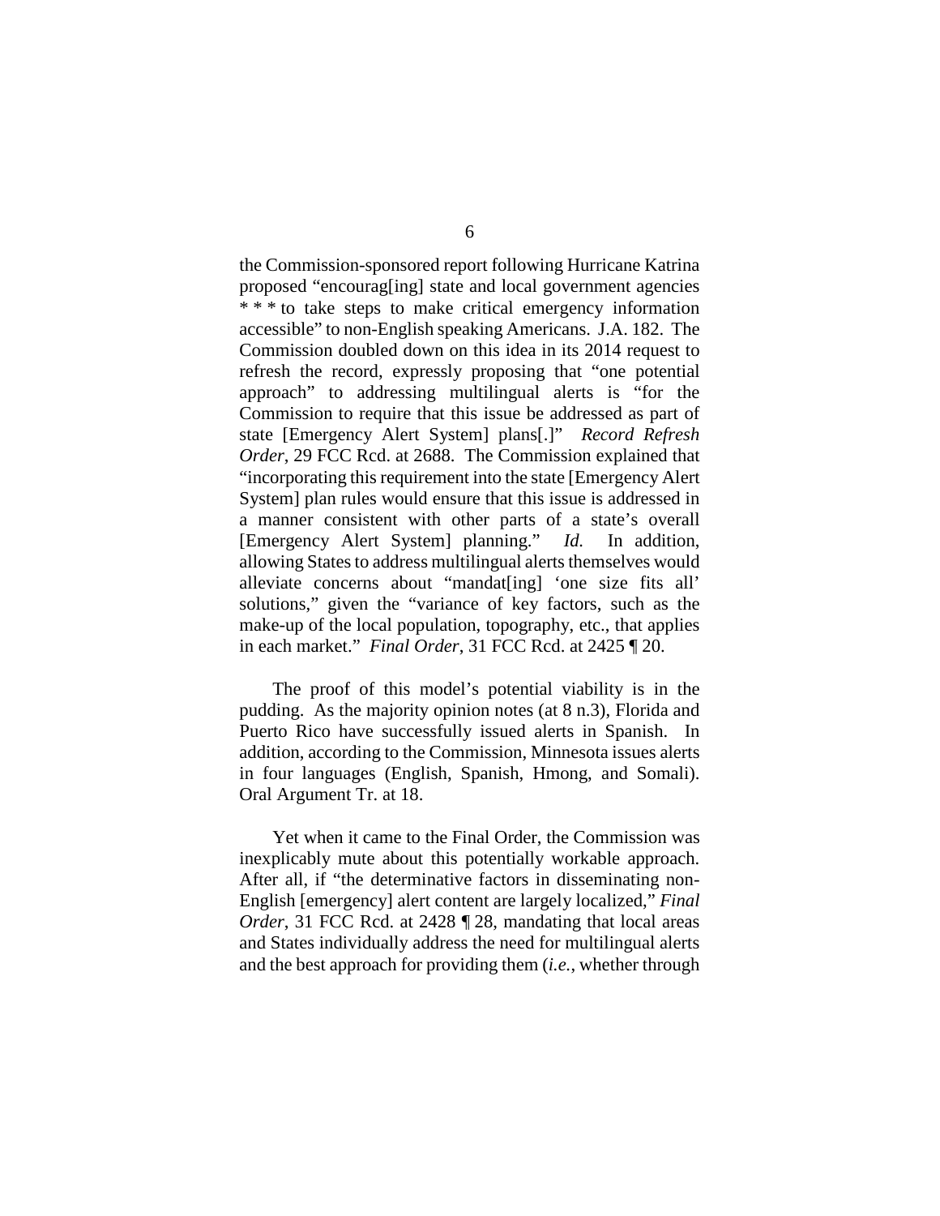the Commission-sponsored report following Hurricane Katrina proposed "encourag[ing] state and local government agencies * * * to take steps to make critical emergency information accessible" to non-English speaking Americans. J.A. 182. The Commission doubled down on this idea in its 2014 request to refresh the record, expressly proposing that "one potential approach" to addressing multilingual alerts is "for the Commission to require that this issue be addressed as part of state [Emergency Alert System] plans[.]" *Record Refresh Order*, 29 FCC Rcd. at 2688. The Commission explained that "incorporating this requirement into the state [Emergency Alert System] plan rules would ensure that this issue is addressed in a manner consistent with other parts of a state's overall [Emergency Alert System] planning." *Id.* In addition, allowing States to address multilingual alerts themselves would alleviate concerns about "mandat[ing] 'one size fits all' solutions," given the "variance of key factors, such as the make-up of the local population, topography, etc., that applies in each market." *Final Order*, 31 FCC Rcd. at 2425 ¶ 20.

The proof of this model's potential viability is in the pudding. As the majority opinion notes (at 8 n.3), Florida and Puerto Rico have successfully issued alerts in Spanish. In addition, according to the Commission, Minnesota issues alerts in four languages (English, Spanish, Hmong, and Somali). Oral Argument Tr. at 18.

Yet when it came to the Final Order, the Commission was inexplicably mute about this potentially workable approach. After all, if "the determinative factors in disseminating non-English [emergency] alert content are largely localized," *Final Order*, 31 FCC Rcd. at 2428 ¶ 28, mandating that local areas and States individually address the need for multilingual alerts and the best approach for providing them (*i.e.*, whether through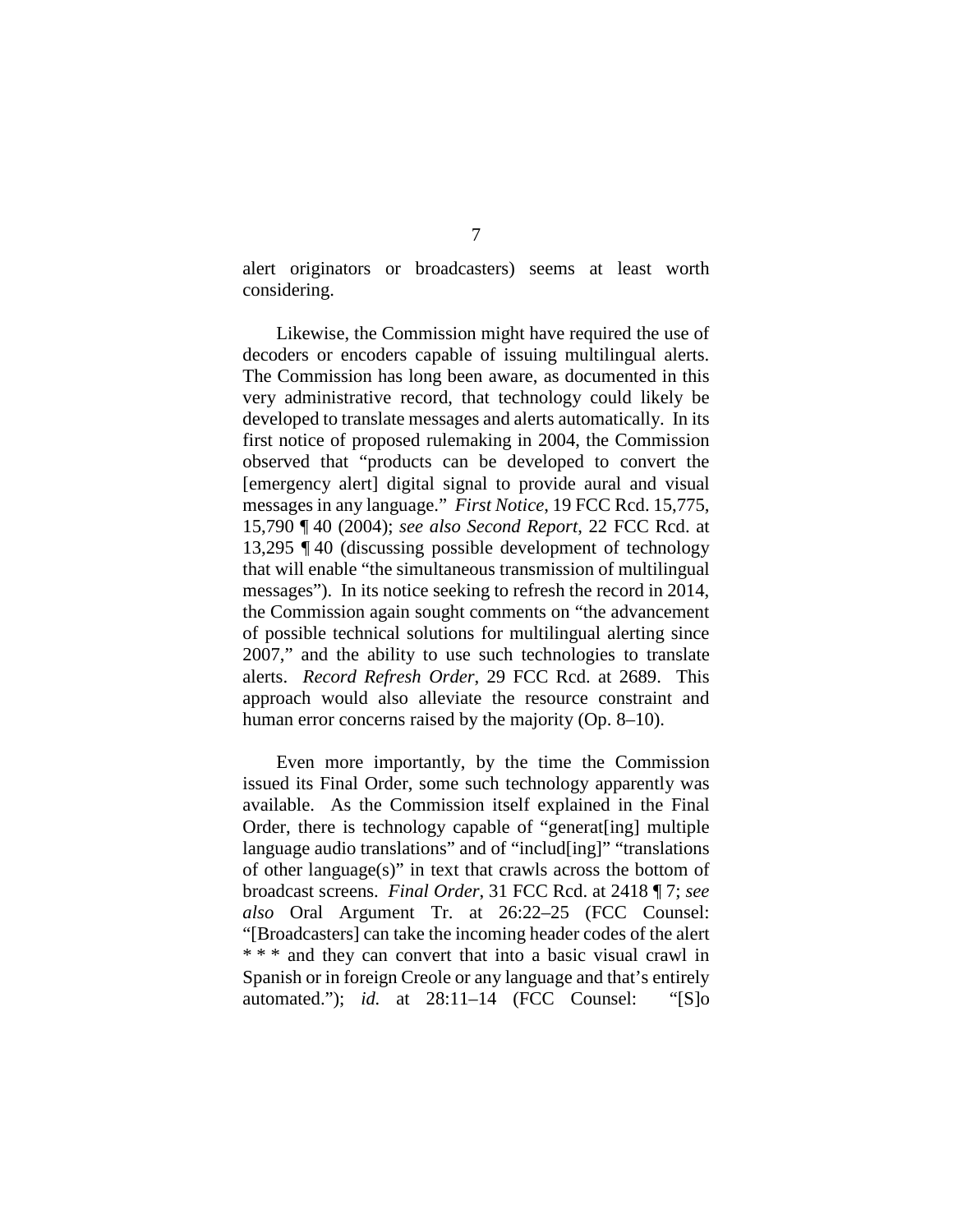alert originators or broadcasters) seems at least worth considering.

Likewise, the Commission might have required the use of decoders or encoders capable of issuing multilingual alerts. The Commission has long been aware, as documented in this very administrative record, that technology could likely be developed to translate messages and alerts automatically. In its first notice of proposed rulemaking in 2004, the Commission observed that "products can be developed to convert the [emergency alert] digital signal to provide aural and visual messages in any language." *First Notice*, 19 FCC Rcd. 15,775, 15,790 ¶ 40 (2004); *see also Second Report*, 22 FCC Rcd. at 13,295 ¶ 40 (discussing possible development of technology that will enable "the simultaneous transmission of multilingual messages"). In its notice seeking to refresh the record in 2014, the Commission again sought comments on "the advancement of possible technical solutions for multilingual alerting since 2007," and the ability to use such technologies to translate alerts. *Record Refresh Order*, 29 FCC Rcd. at 2689. This approach would also alleviate the resource constraint and human error concerns raised by the majority (Op. 8–10).

Even more importantly, by the time the Commission issued its Final Order, some such technology apparently was available. As the Commission itself explained in the Final Order, there is technology capable of "generat[ing] multiple language audio translations" and of "includ[ing]" "translations of other language(s)" in text that crawls across the bottom of broadcast screens. *Final Order*, 31 FCC Rcd. at 2418 ¶ 7; *see also* Oral Argument Tr. at 26:22–25 (FCC Counsel: "[Broadcasters] can take the incoming header codes of the alert * * * and they can convert that into a basic visual crawl in Spanish or in foreign Creole or any language and that's entirely automated."); *id.* at 28:11–14 (FCC Counsel: "[S]o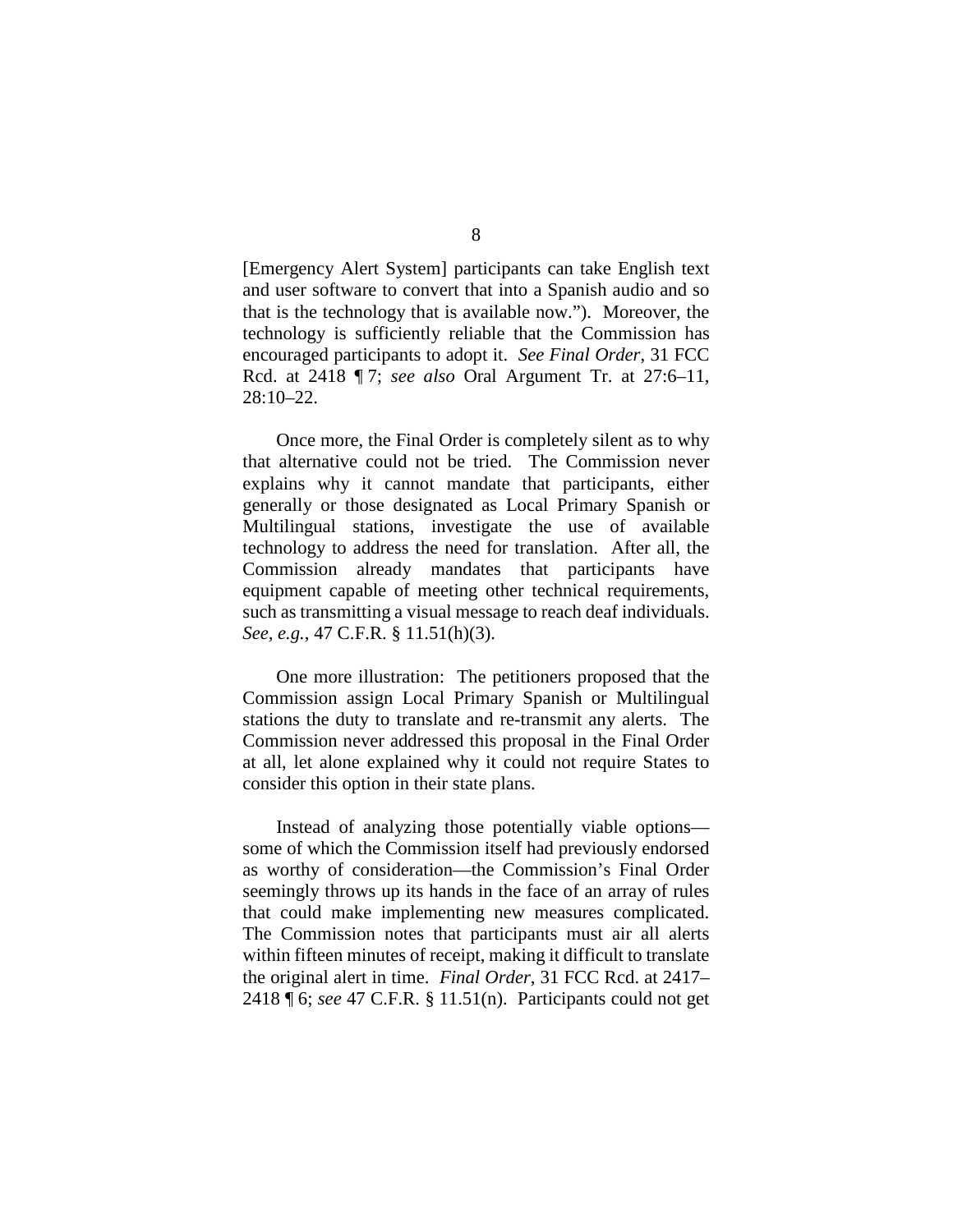[Emergency Alert System] participants can take English text and user software to convert that into a Spanish audio and so that is the technology that is available now."). Moreover, the technology is sufficiently reliable that the Commission has encouraged participants to adopt it. *See Final Order*, 31 FCC Rcd. at 2418 ¶ 7; *see also* Oral Argument Tr. at 27:6–11, 28:10–22.

Once more, the Final Order is completely silent as to why that alternative could not be tried. The Commission never explains why it cannot mandate that participants, either generally or those designated as Local Primary Spanish or Multilingual stations, investigate the use of available technology to address the need for translation. After all, the Commission already mandates that participants have equipment capable of meeting other technical requirements, such as transmitting a visual message to reach deaf individuals. *See, e.g.*, 47 C.F.R. § 11.51(h)(3).

One more illustration: The petitioners proposed that the Commission assign Local Primary Spanish or Multilingual stations the duty to translate and re-transmit any alerts. The Commission never addressed this proposal in the Final Order at all, let alone explained why it could not require States to consider this option in their state plans.

Instead of analyzing those potentially viable options—some of which the Commission itself had previously endorsed as worthy of consideration—the Commission's Final Order seemingly throws up its hands in the face of an array of rules that could make implementing new measures complicated. The Commission notes that participants must air all alerts within fifteen minutes of receipt, making it difficult to translate the original alert in time. *Final Order*, 31 FCC Rcd. at 2417–2418 ¶ 6; *see* 47 C.F.R. § 11.51(n). Participants could not get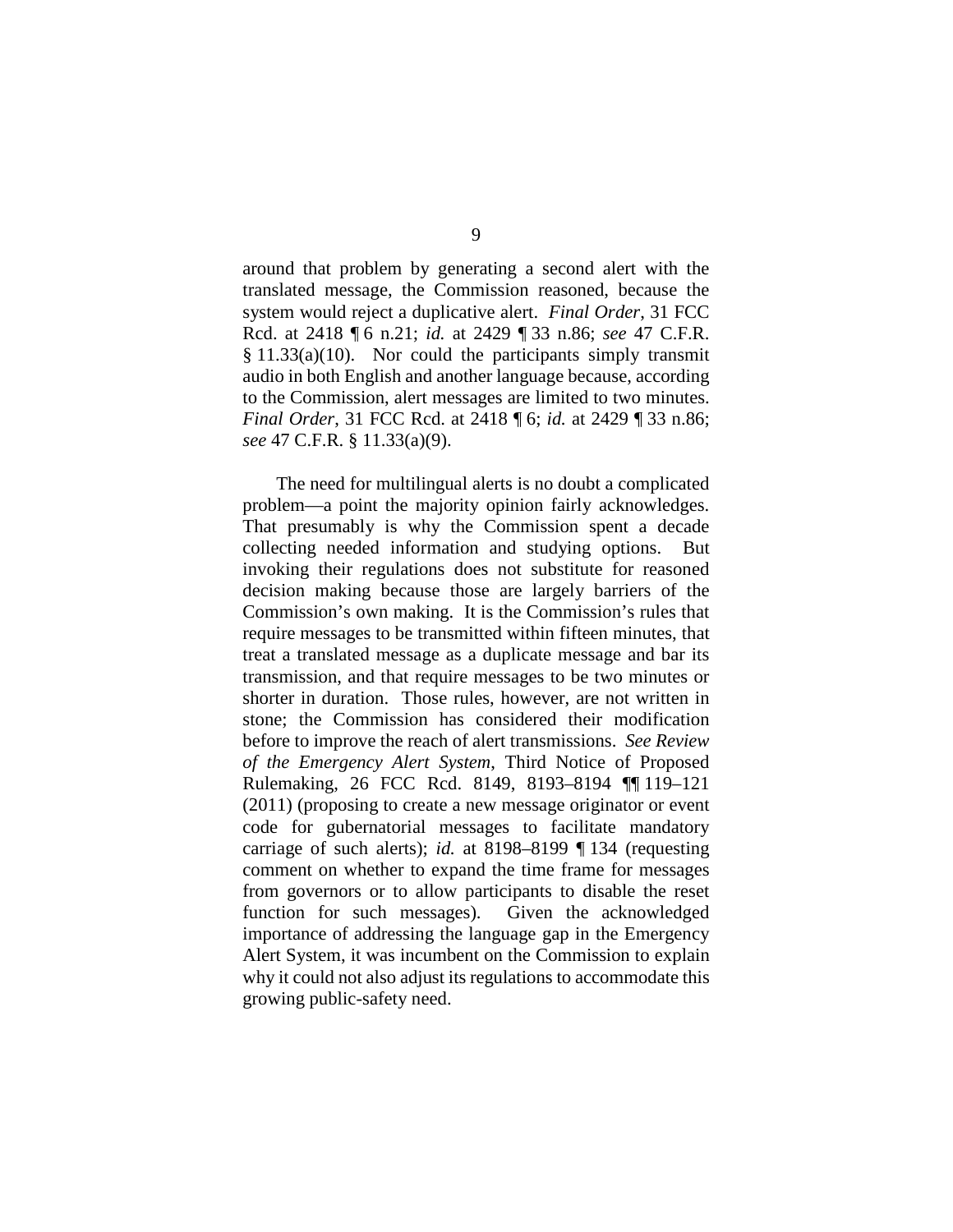around that problem by generating a second alert with the translated message, the Commission reasoned, because the system would reject a duplicative alert. *Final Order*, 31 FCC Rcd. at 2418 ¶ 6 n.21; *id.* at 2429 ¶ 33 n.86; *see* 47 C.F.R. § 11.33(a)(10). Nor could the participants simply transmit audio in both English and another language because, according to the Commission, alert messages are limited to two minutes. *Final Order*, 31 FCC Rcd. at 2418 ¶ 6; *id.* at 2429 ¶ 33 n.86; *see* 47 C.F.R. § 11.33(a)(9).

The need for multilingual alerts is no doubt a complicated problem—a point the majority opinion fairly acknowledges. That presumably is why the Commission spent a decade collecting needed information and studying options. But invoking their regulations does not substitute for reasoned decision making because those are largely barriers of the Commission's own making. It is the Commission's rules that require messages to be transmitted within fifteen minutes, that treat a translated message as a duplicate message and bar its transmission, and that require messages to be two minutes or shorter in duration. Those rules, however, are not written in stone; the Commission has considered their modification before to improve the reach of alert transmissions. *See Review of the Emergency Alert System*, Third Notice of Proposed Rulemaking, 26 FCC Rcd. 8149, 8193–8194 ¶¶ 119–121 (2011) (proposing to create a new message originator or event code for gubernatorial messages to facilitate mandatory carriage of such alerts); *id.* at 8198–8199 ¶ 134 (requesting comment on whether to expand the time frame for messages from governors or to allow participants to disable the reset function for such messages). Given the acknowledged importance of addressing the language gap in the Emergency Alert System, it was incumbent on the Commission to explain why it could not also adjust its regulations to accommodate this growing public-safety need.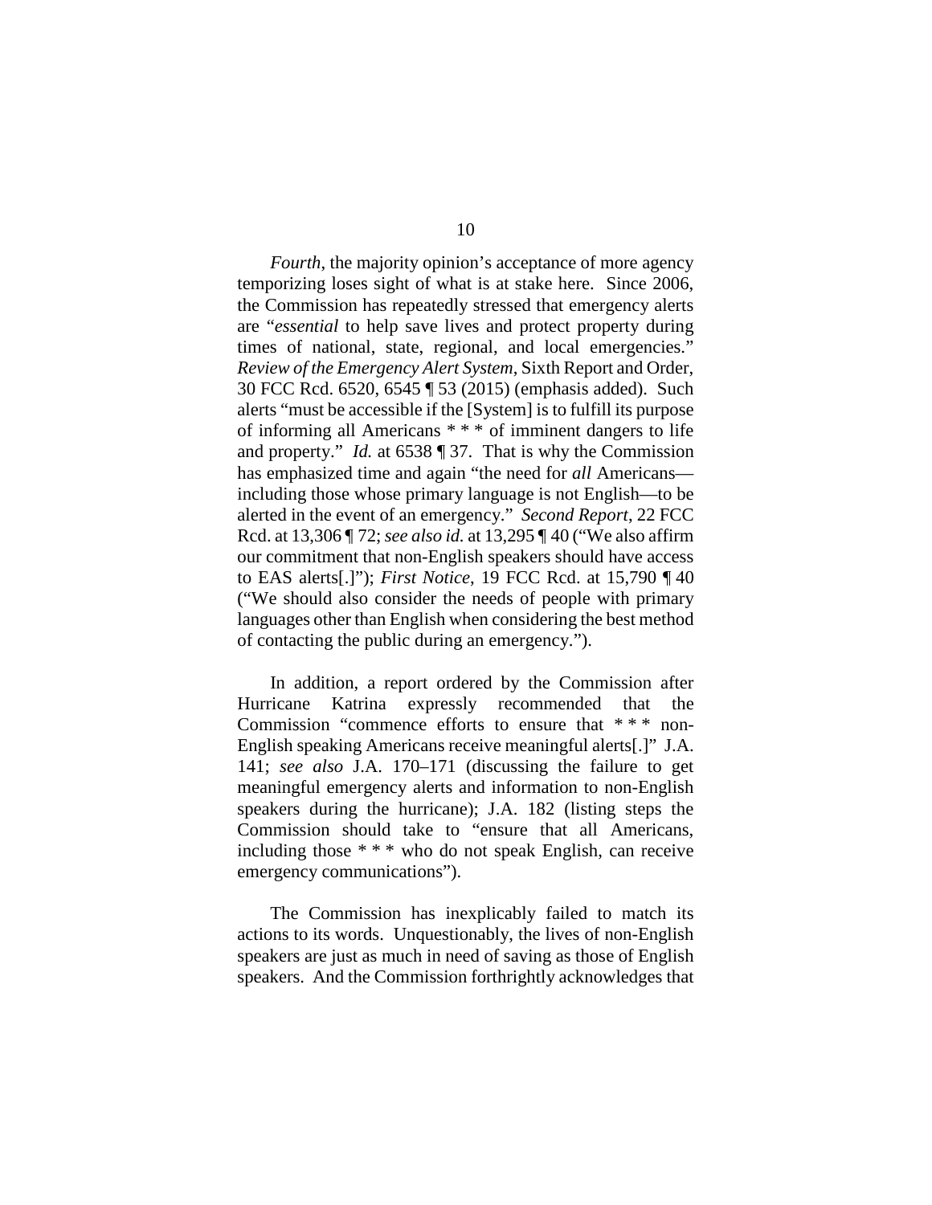*Fourth*, the majority opinion's acceptance of more agency temporizing loses sight of what is at stake here. Since 2006, the Commission has repeatedly stressed that emergency alerts are "*essential* to help save lives and protect property during times of national, state, regional, and local emergencies." *Review of the Emergency Alert System*, Sixth Report and Order, 30 FCC Rcd. 6520, 6545 ¶ 53 (2015) (emphasis added). Such alerts "must be accessible if the [System] is to fulfill its purpose of informing all Americans * * * of imminent dangers to life and property." *Id.* at 6538 ¶ 37. That is why the Commission has emphasized time and again "the need for *all* Americans—including those whose primary language is not English—to be alerted in the event of an emergency." *Second Report*, 22 FCC Rcd. at 13,306 ¶ 72; *see also id.* at 13,295 ¶ 40 ("We also affirm our commitment that non-English speakers should have access to EAS alerts[.]"); *First Notice*, 19 FCC Rcd. at 15,790 ¶ 40 ("We should also consider the needs of people with primary languages other than English when considering the best method of contacting the public during an emergency.").

In addition, a report ordered by the Commission after Hurricane Katrina expressly recommended that the Commission "commence efforts to ensure that * * * non-English speaking Americans receive meaningful alerts[.]" J.A. 141; *see also* J.A. 170–171 (discussing the failure to get meaningful emergency alerts and information to non-English speakers during the hurricane); J.A. 182 (listing steps the Commission should take to "ensure that all Americans, including those * * * who do not speak English, can receive emergency communications").

The Commission has inexplicably failed to match its actions to its words. Unquestionably, the lives of non-English speakers are just as much in need of saving as those of English speakers. And the Commission forthrightly acknowledges that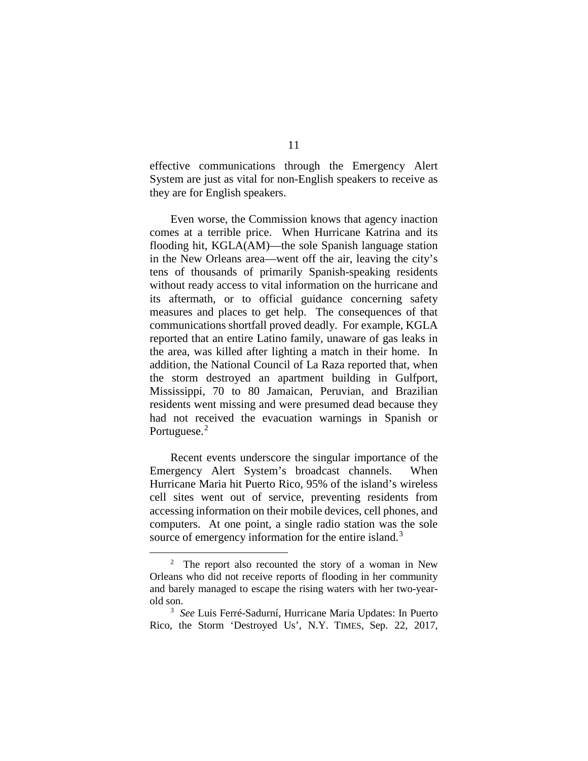effective communications through the Emergency Alert System are just as vital for non-English speakers to receive as they are for English speakers.

Even worse, the Commission knows that agency inaction comes at a terrible price. When Hurricane Katrina and its flooding hit, KGLA(AM)—the sole Spanish language station in the New Orleans area—went off the air, leaving the city's tens of thousands of primarily Spanish-speaking residents without ready access to vital information on the hurricane and its aftermath, or to official guidance concerning safety measures and places to get help. The consequences of that communications shortfall proved deadly. For example, KGLA reported that an entire Latino family, unaware of gas leaks in the area, was killed after lighting a match in their home. In addition, the National Council of La Raza reported that, when the storm destroyed an apartment building in Gulfport, Mississippi, 70 to 80 Jamaican, Peruvian, and Brazilian residents went missing and were presumed dead because they had not received the evacuation warnings in Spanish or Portuguese.[2]

Recent events underscore the singular importance of the Emergency Alert System's broadcast channels. When Hurricane Maria hit Puerto Rico, 95% of the island's wireless cell sites went out of service, preventing residents from accessing information on their mobile devices, cell phones, and computers. At one point, a single radio station was the sole source of emergency information for the entire island.[3]

---

[2] The report also recounted the story of a woman in New Orleans who did not receive reports of flooding in her community and barely managed to escape the rising waters with her two-year-old son.

[3] *See* Luis Ferré-Sadurní, Hurricane Maria Updates: In Puerto Rico, the Storm 'Destroyed Us', N.Y. TIMES, Sep. 22, 2017,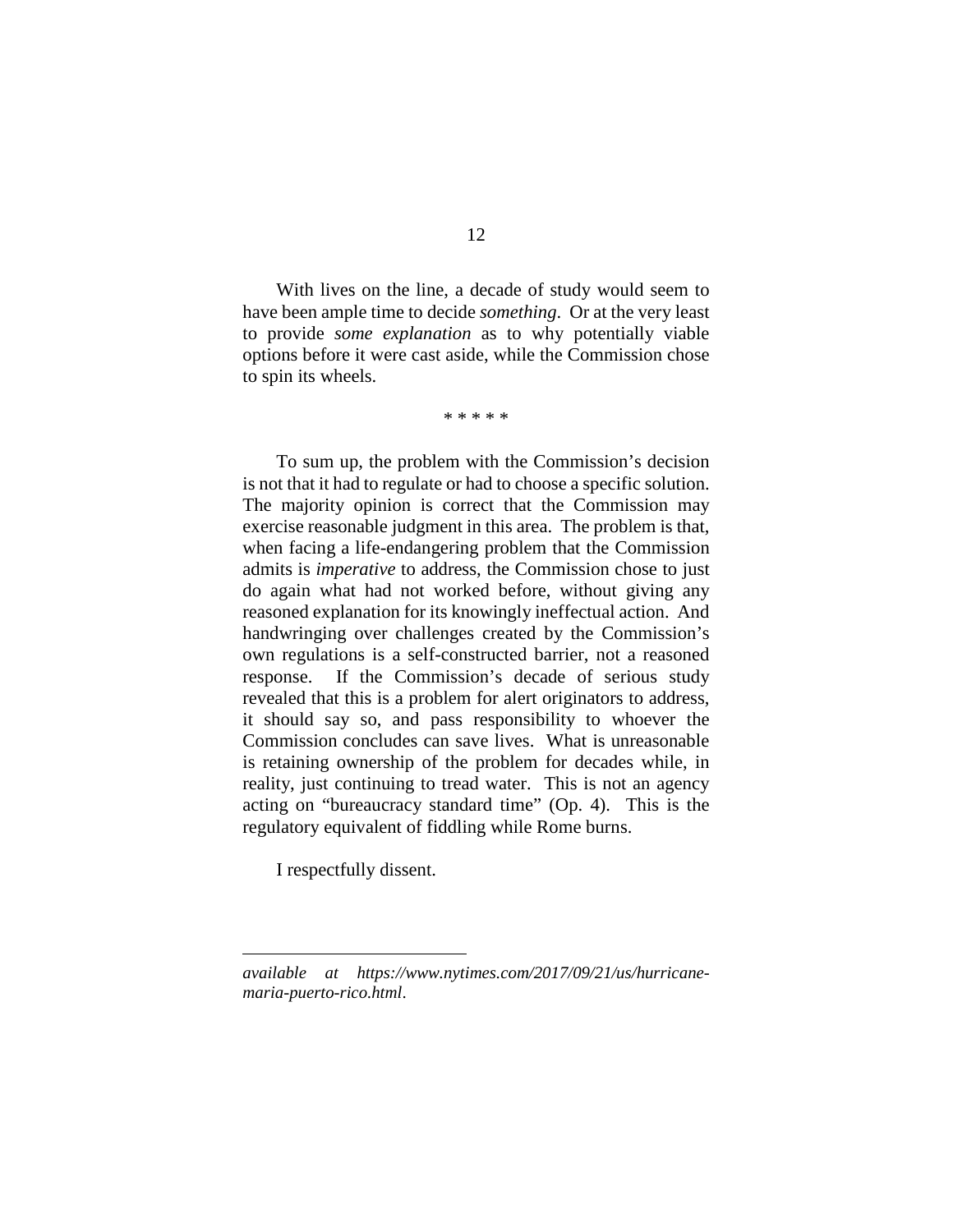With lives on the line, a decade of study would seem to have been ample time to decide *something*. Or at the very least to provide *some explanation* as to why potentially viable options before it were cast aside, while the Commission chose to spin its wheels.

\* \* \* \* \*

To sum up, the problem with the Commission's decision is not that it had to regulate or had to choose a specific solution. The majority opinion is correct that the Commission may exercise reasonable judgment in this area. The problem is that, when facing a life-endangering problem that the Commission admits is *imperative* to address, the Commission chose to just do again what had not worked before, without giving any reasoned explanation for its knowingly ineffectual action. And handwringing over challenges created by the Commission's own regulations is a self-constructed barrier, not a reasoned response. If the Commission's decade of serious study revealed that this is a problem for alert originators to address, it should say so, and pass responsibility to whoever the Commission concludes can save lives. What is unreasonable is retaining ownership of the problem for decades while, in reality, just continuing to tread water. This is not an agency acting on "bureaucracy standard time" (Op. 4). This is the regulatory equivalent of fiddling while Rome burns.

I respectfully dissent.

---

*available at https://www.nytimes.com/2017/09/21/us/hurricane-maria-puerto-rico.html*.